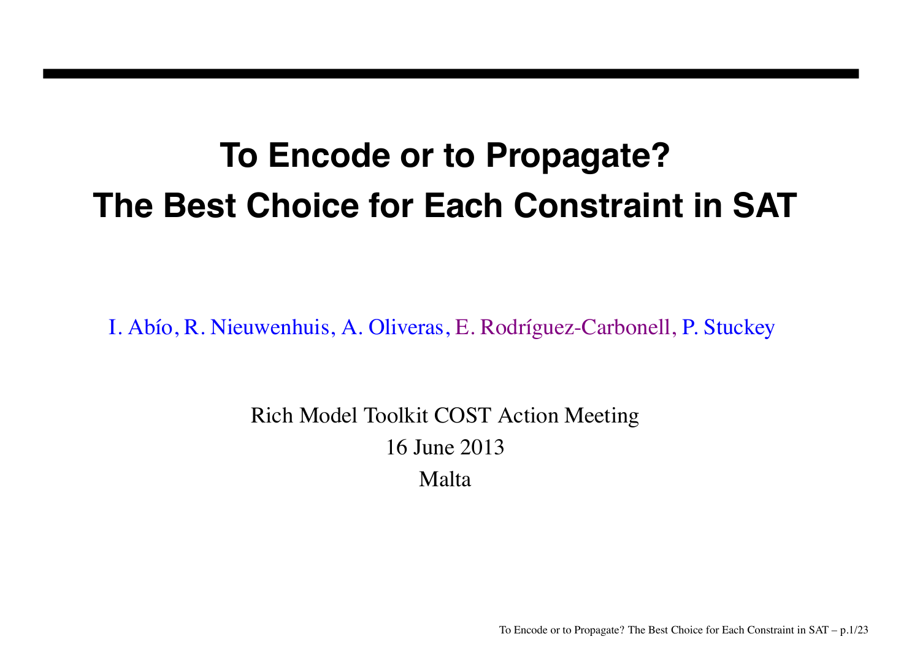# To Encode or to Propagate?
# The Best Choice for Each Constraint in SAT

I. Abío, R. Nieuwenhuis, A. Oliveras, E. Rodríguez-Carbonell, P. Stuckey

Rich Model Toolkit COST Action Meeting

16 June 2013

Malta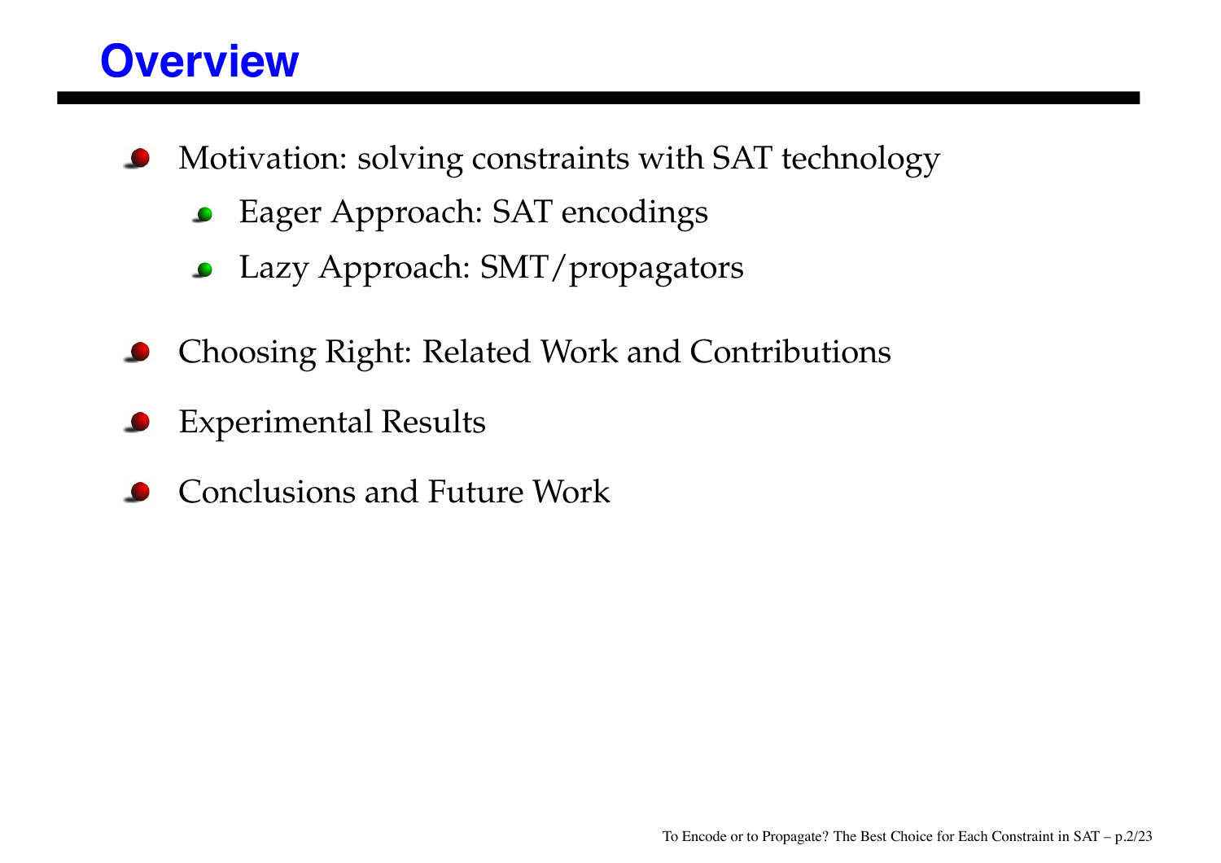# Overview

- Motivation: solving constraints with SAT technology
  - Eager Approach: SAT encodings
  - Lazy Approach: SMT/propagators
- Choosing Right: Related Work and Contributions
- Experimental Results
- Conclusions and Future Work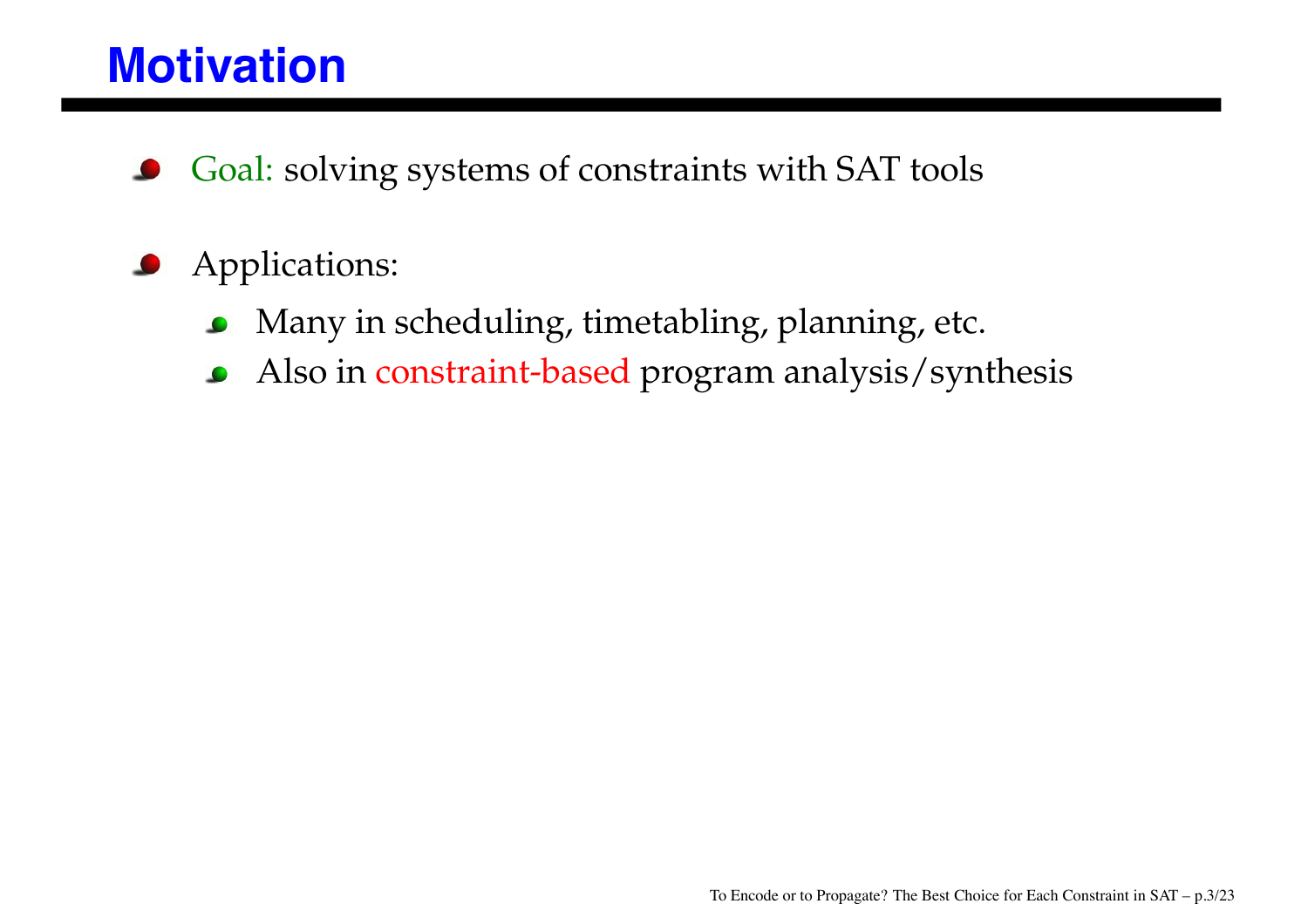# Motivation

- Goal: solving systems of constraints with SAT tools
- Applications:
  - Many in scheduling, timetabling, planning, etc.
  - Also in constraint-based program analysis/synthesis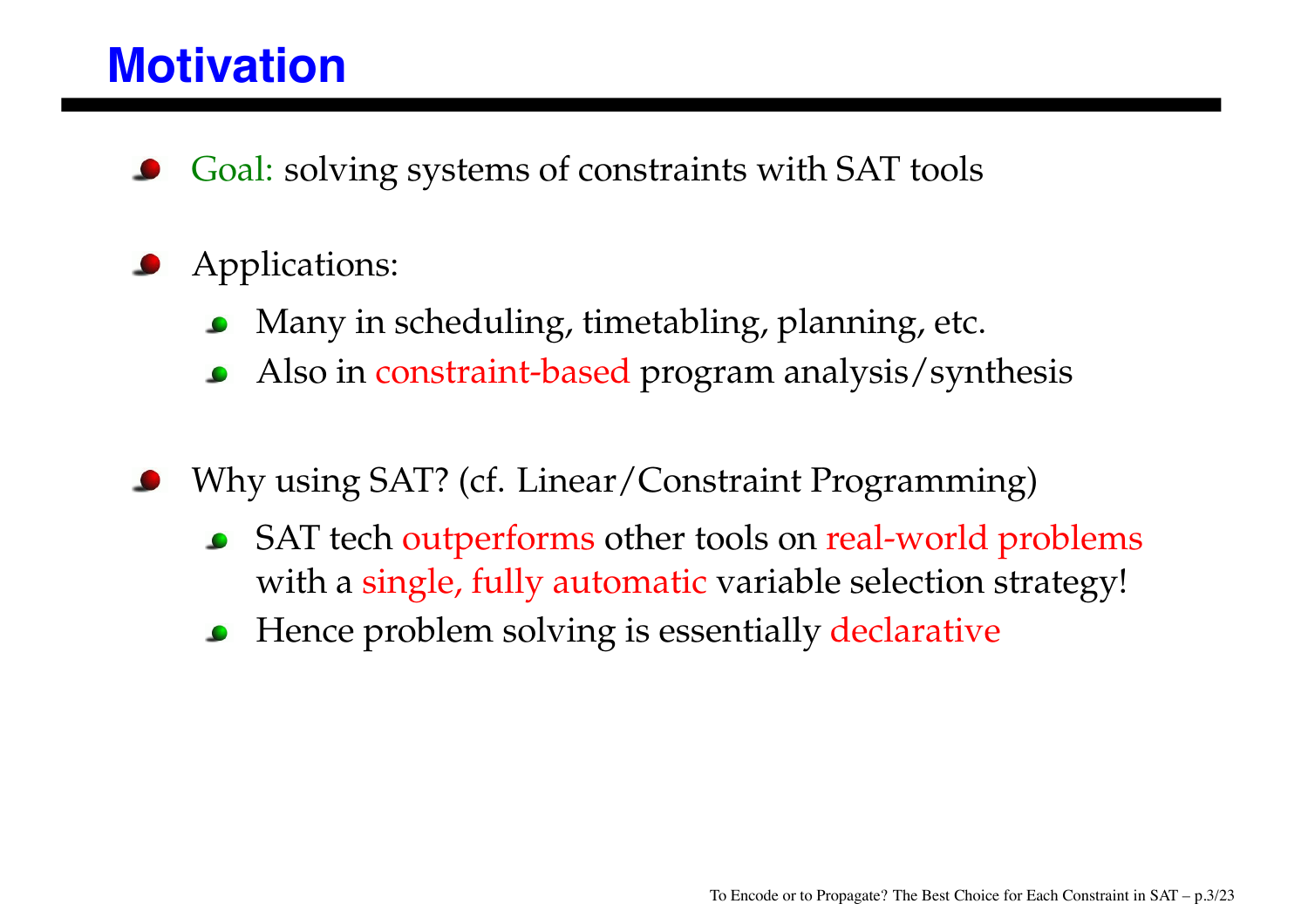# Motivation

- Goal: solving systems of constraints with SAT tools
- Applications:
  - Many in scheduling, timetabling, planning, etc.
  - Also in constraint-based program analysis/synthesis
- Why using SAT? (cf. Linear/Constraint Programming)
  - SAT tech outperforms other tools on real-world problems with a single, fully automatic variable selection strategy!
  - Hence problem solving is essentially declarative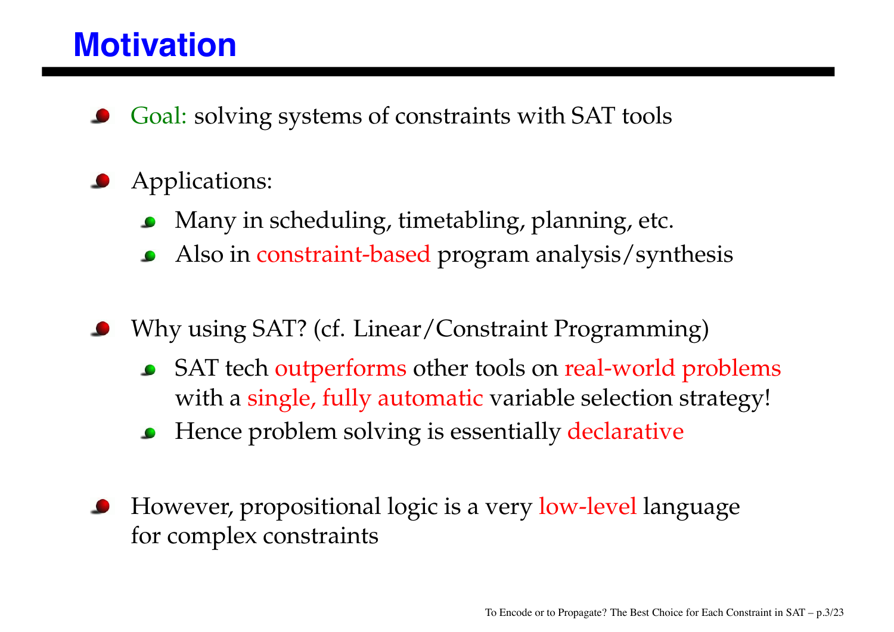# Motivation

- Goal: solving systems of constraints with SAT tools
- Applications:
  - Many in scheduling, timetabling, planning, etc.
  - Also in constraint-based program analysis/synthesis
- Why using SAT? (cf. Linear/Constraint Programming)
  - SAT tech outperforms other tools on real-world problems with a single, fully automatic variable selection strategy!
  - Hence problem solving is essentially declarative
- However, propositional logic is a very low-level language for complex constraints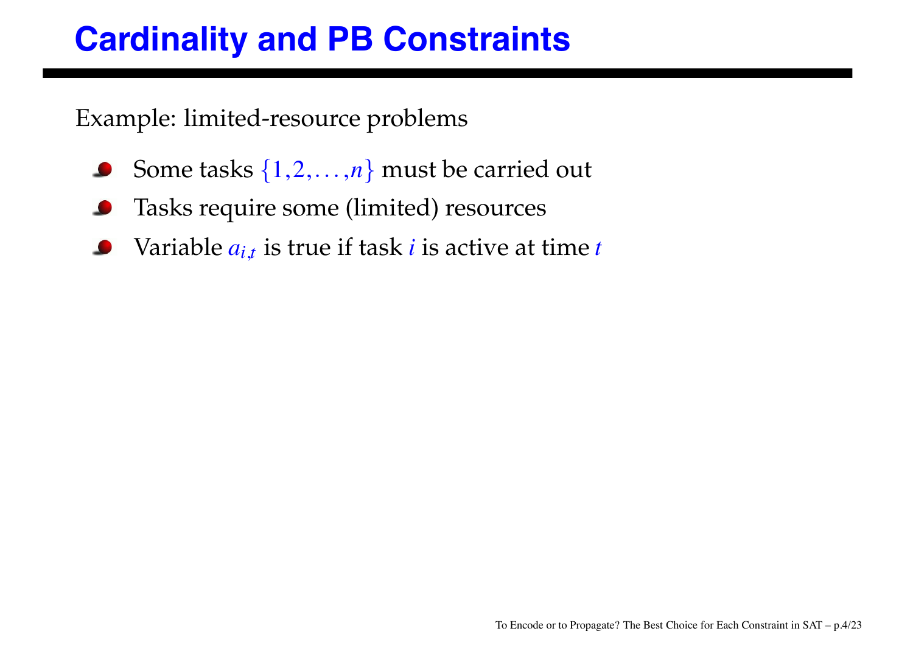# Cardinality and PB Constraints

Example: limited-resource problems

- Some tasks $\{1, 2, \ldots, n\}$ must be carried out
- Tasks require some (limited) resources
- Variable $a_{i,t}$ is true if task $i$ is active at time $t$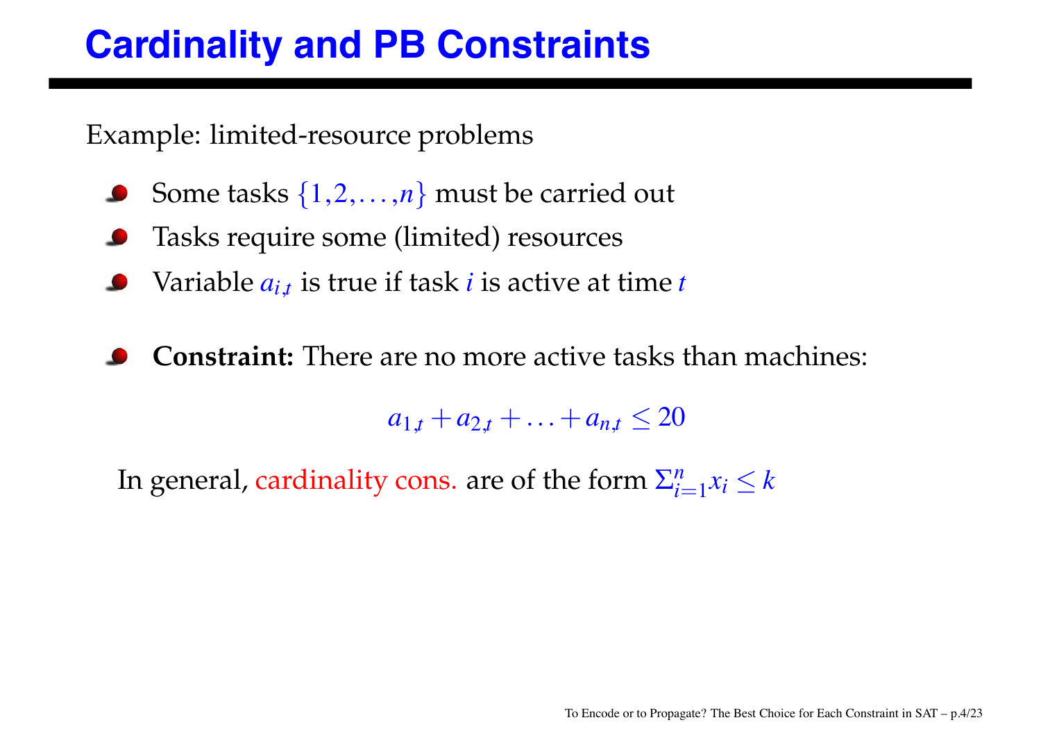# Cardinality and PB Constraints

Example: limited-resource problems

- Some tasks $\{1, 2, \ldots, n\}$ must be carried out
- Tasks require some (limited) resources
- Variable $a_{i,t}$ is true if task $i$ is active at time $t$

- **Constraint:** There are no more active tasks than machines:

$$a_{1,t} + a_{2,t} + \ldots + a_{n,t} \leq 20$$

In general, cardinality cons. are of the form $\Sigma_{i=1}^{n} x_i \leq k$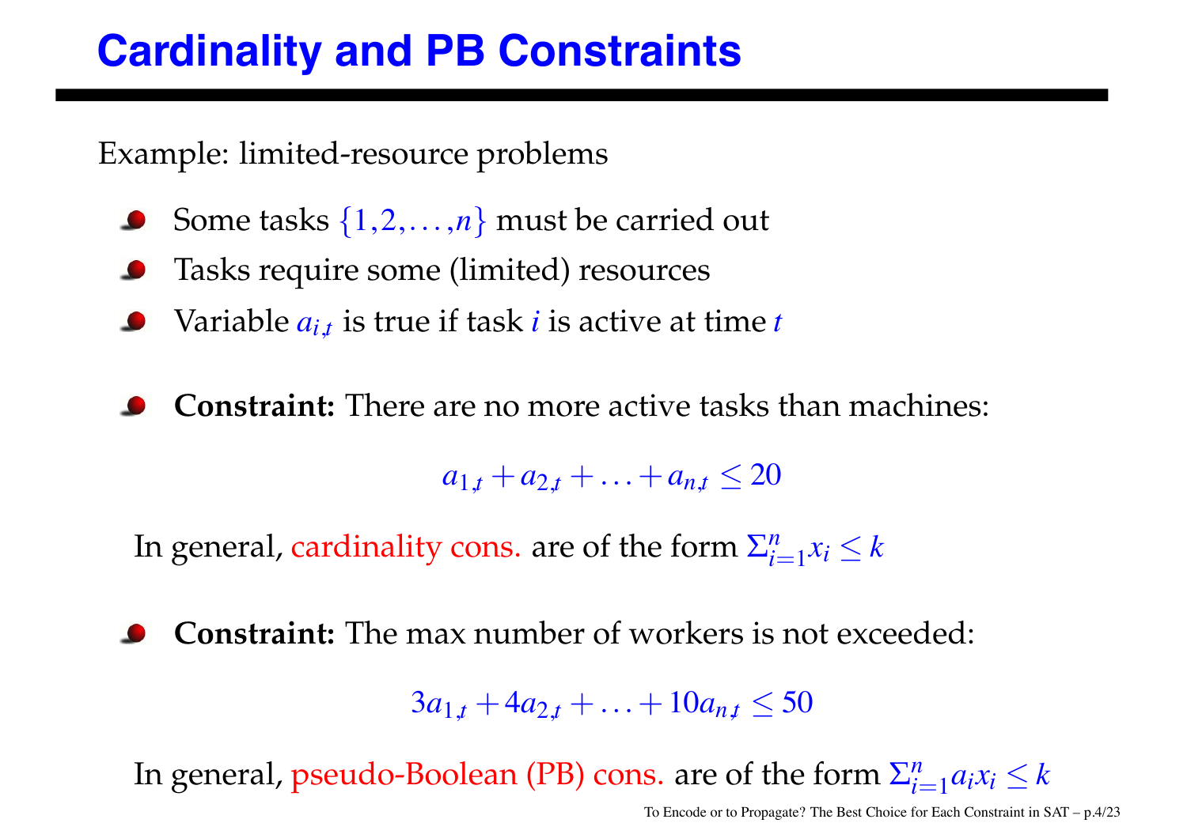# Cardinality and PB Constraints

Example: limited-resource problems

- Some tasks $\{1, 2, \ldots, n\}$ must be carried out
- Tasks require some (limited) resources
- Variable $a_{i,t}$ is true if task $i$ is active at time $t$

- **Constraint:** There are no more active tasks than machines:

$$a_{1,t} + a_{2,t} + \ldots + a_{n,t} \leq 20$$

In general, cardinality cons. are of the form $\Sigma_{i=1}^{n} x_i \leq k$

- **Constraint:** The max number of workers is not exceeded:

$$3a_{1,t} + 4a_{2,t} + \ldots + 10a_{n,t} \leq 50$$

In general, pseudo-Boolean (PB) cons. are of the form $\Sigma_{i=1}^{n} a_i x_i \leq k$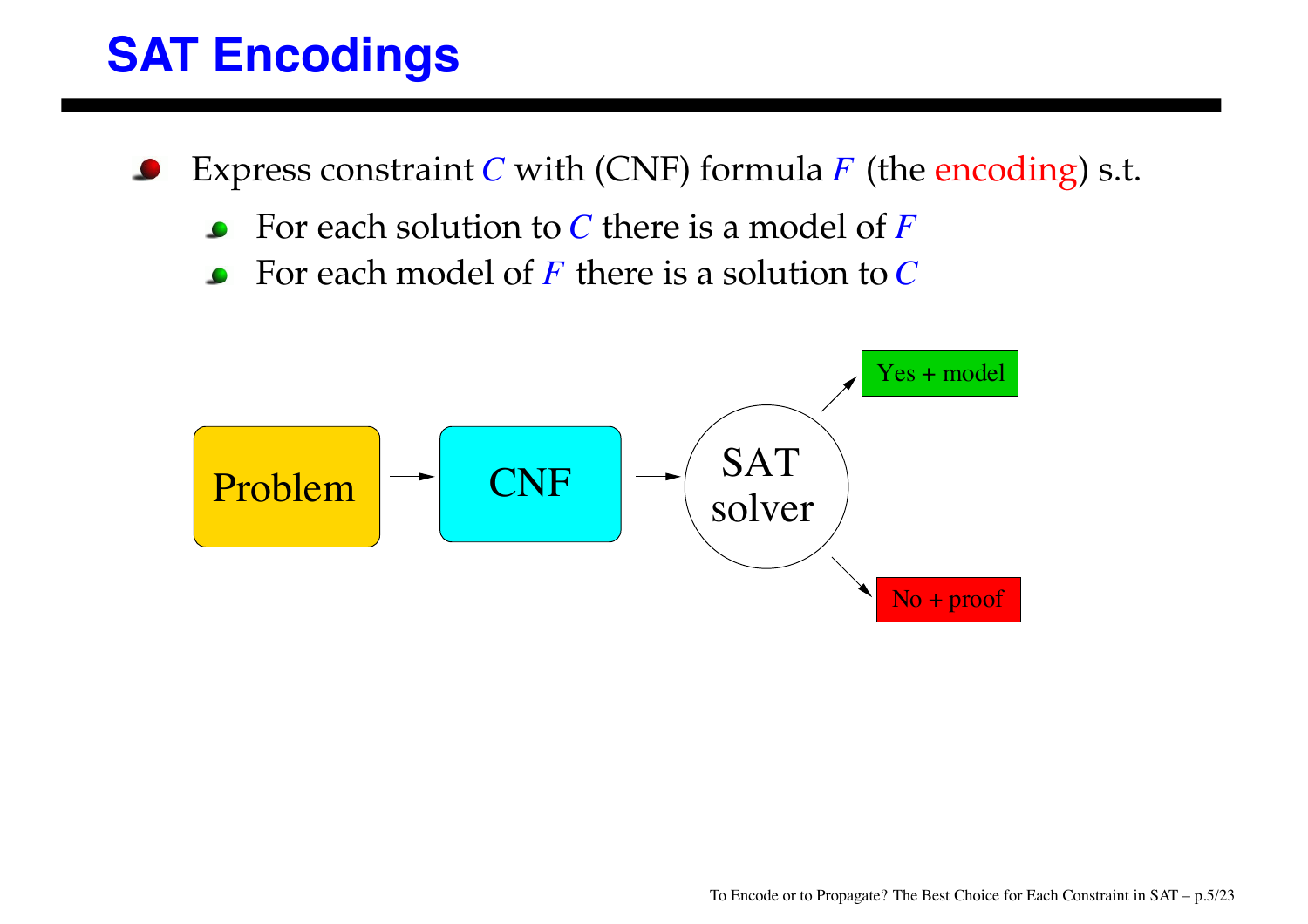# SAT Encodings

- Express constraint $C$ with (CNF) formula $F$ (the encoding) s.t.
  - For each solution to $C$ there is a model of $F$
  - For each model of $F$ there is a solution to $C$

Problem → CNF → SAT solver → Yes + model / No + proof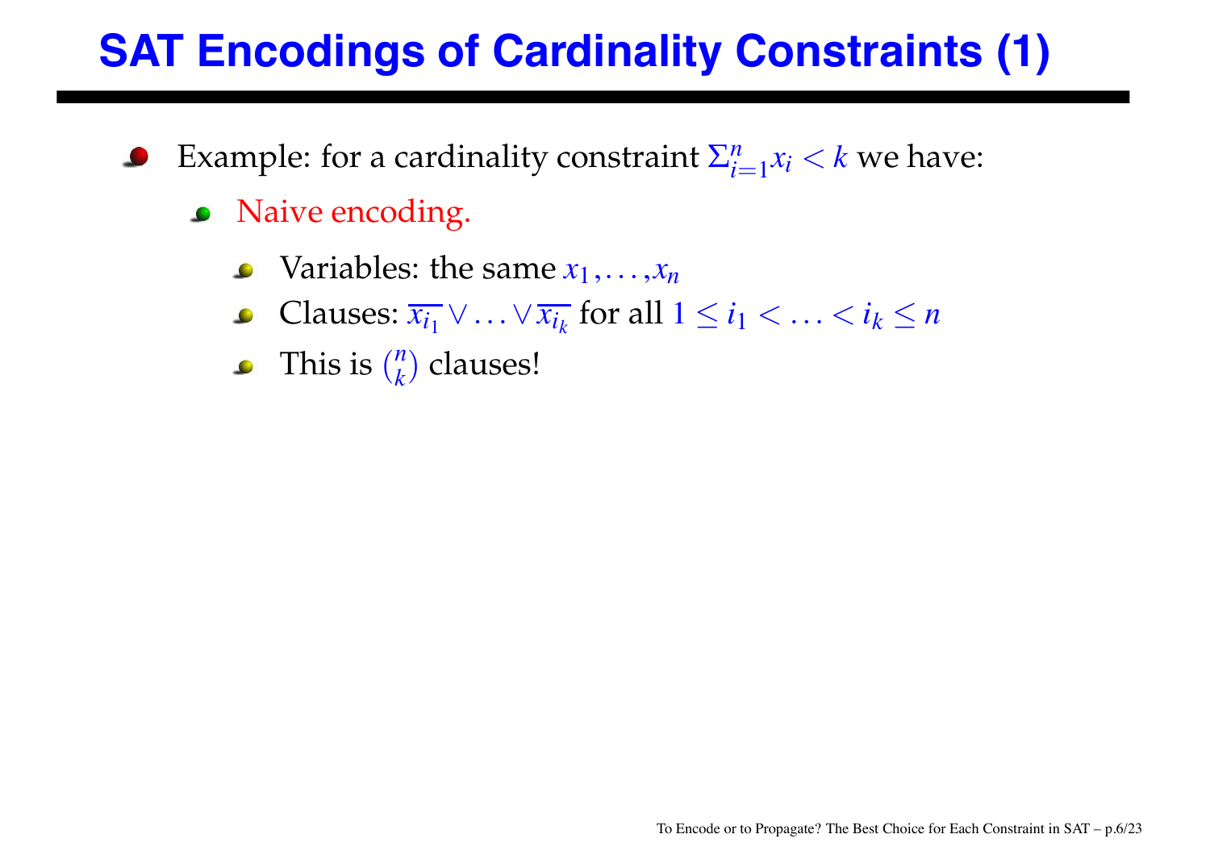# SAT Encodings of Cardinality Constraints (1)

- Example: for a cardinality constraint $\Sigma_{i=1}^{n} x_i < k$ we have:
  - Naive encoding.
    - Variables: the same $x_1, \ldots, x_n$
    - Clauses: $\overline{x_{i_1}} \vee \ldots \vee \overline{x_{i_k}}$ for all $1 \leq i_1 < \ldots < i_k \leq n$
    - This is $\binom{n}{k}$ clauses!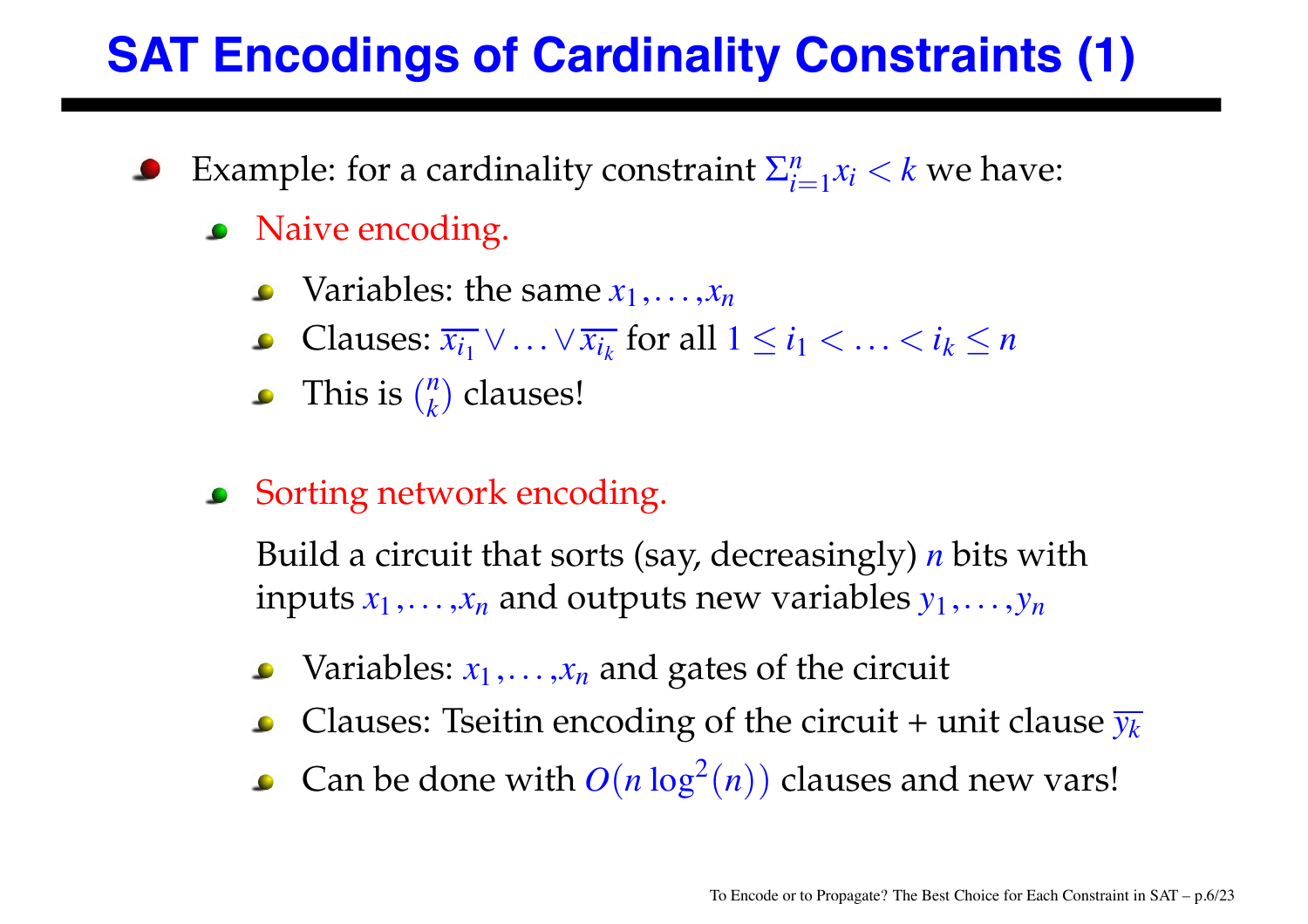# SAT Encodings of Cardinality Constraints (1)

- Example: for a cardinality constraint $\Sigma_{i=1}^{n} x_i < k$ we have:
  - Naive encoding.
    - Variables: the same $x_1, \ldots, x_n$
    - Clauses: $\overline{x_{i_1}} \vee \ldots \vee \overline{x_{i_k}}$ for all $1 \leq i_1 < \ldots < i_k \leq n$
    - This is $\binom{n}{k}$ clauses!
  - Sorting network encoding.

    Build a circuit that sorts (say, decreasingly) $n$ bits with inputs $x_1, \ldots, x_n$ and outputs new variables $y_1, \ldots, y_n$

    - Variables: $x_1, \ldots, x_n$ and gates of the circuit
    - Clauses: Tseitin encoding of the circuit + unit clause $\overline{y_k}$
    - Can be done with $O(n \log^2(n))$ clauses and new vars!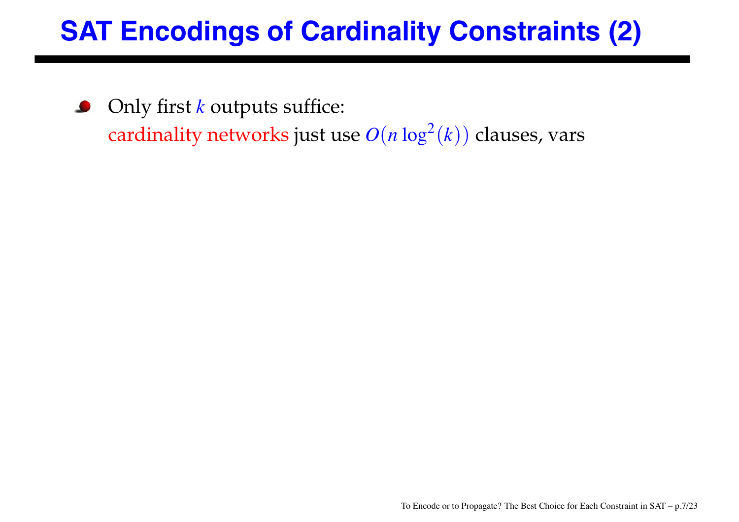# SAT Encodings of Cardinality Constraints (2)

- Only first $k$ outputs suffice:
  cardinality networks just use $O(n \log^2(k))$ clauses, vars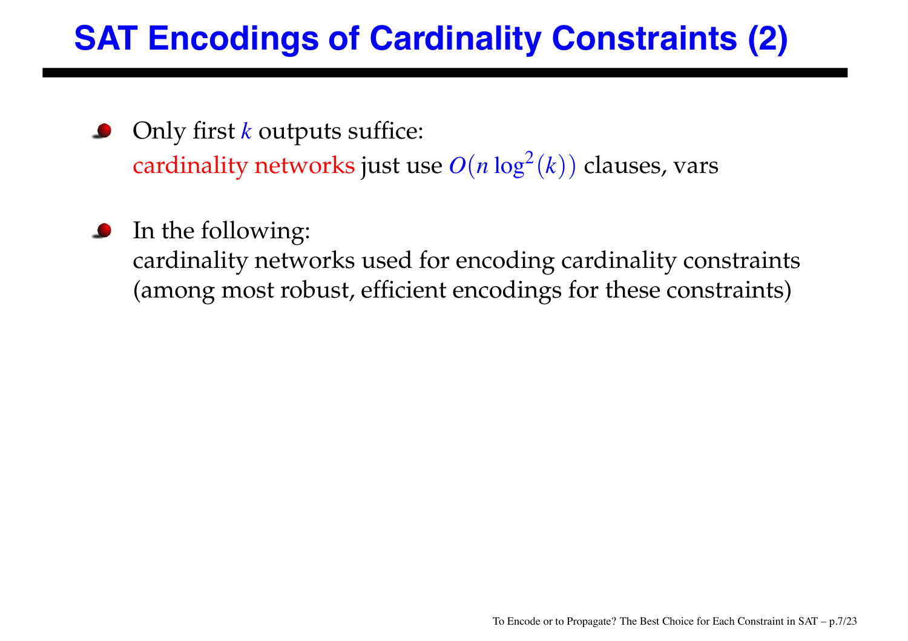# SAT Encodings of Cardinality Constraints (2)

- Only first $k$ outputs suffice:
  cardinality networks just use $O(n \log^2(k))$ clauses, vars

- In the following:
  cardinality networks used for encoding cardinality constraints
  (among most robust, efficient encodings for these constraints)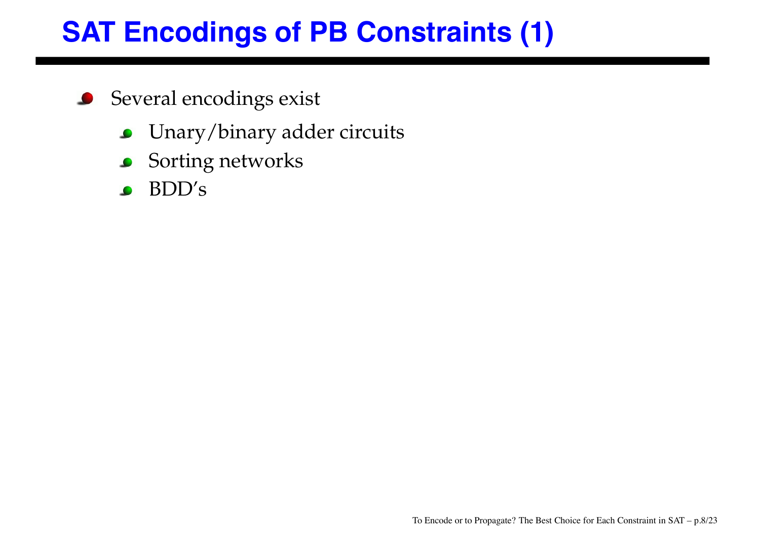# SAT Encodings of PB Constraints (1)

- Several encodings exist
  - Unary/binary adder circuits
  - Sorting networks
  - BDD's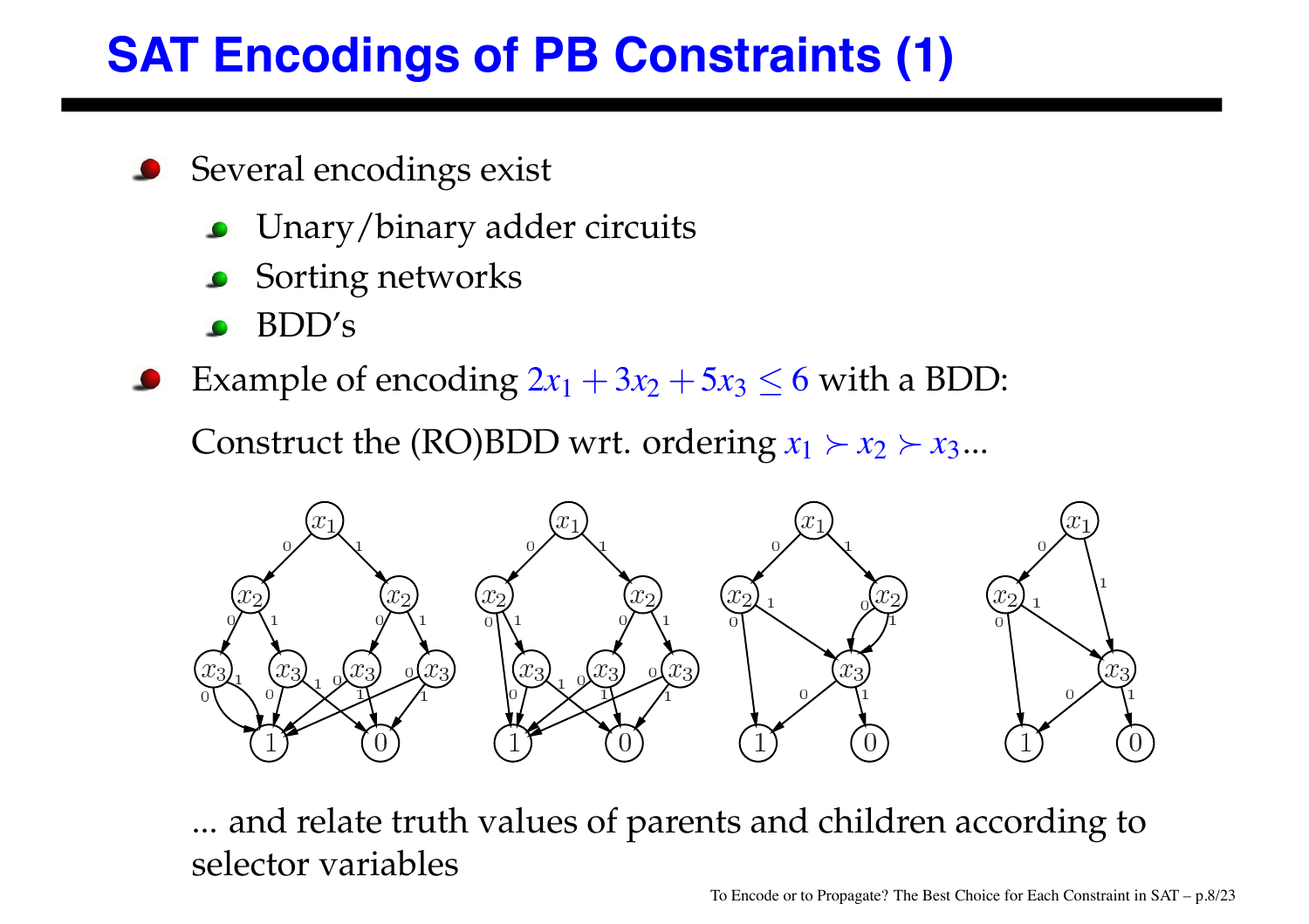# SAT Encodings of PB Constraints (1)

- Several encodings exist
  - Unary/binary adder circuits
  - Sorting networks
  - BDD's
- Example of encoding $2x_1 + 3x_2 + 5x_3 \leq 6$ with a BDD:

  Construct the (RO)BDD wrt. ordering $x_1 \succ x_2 \succ x_3$...

  ... and relate truth values of parents and children according to selector variables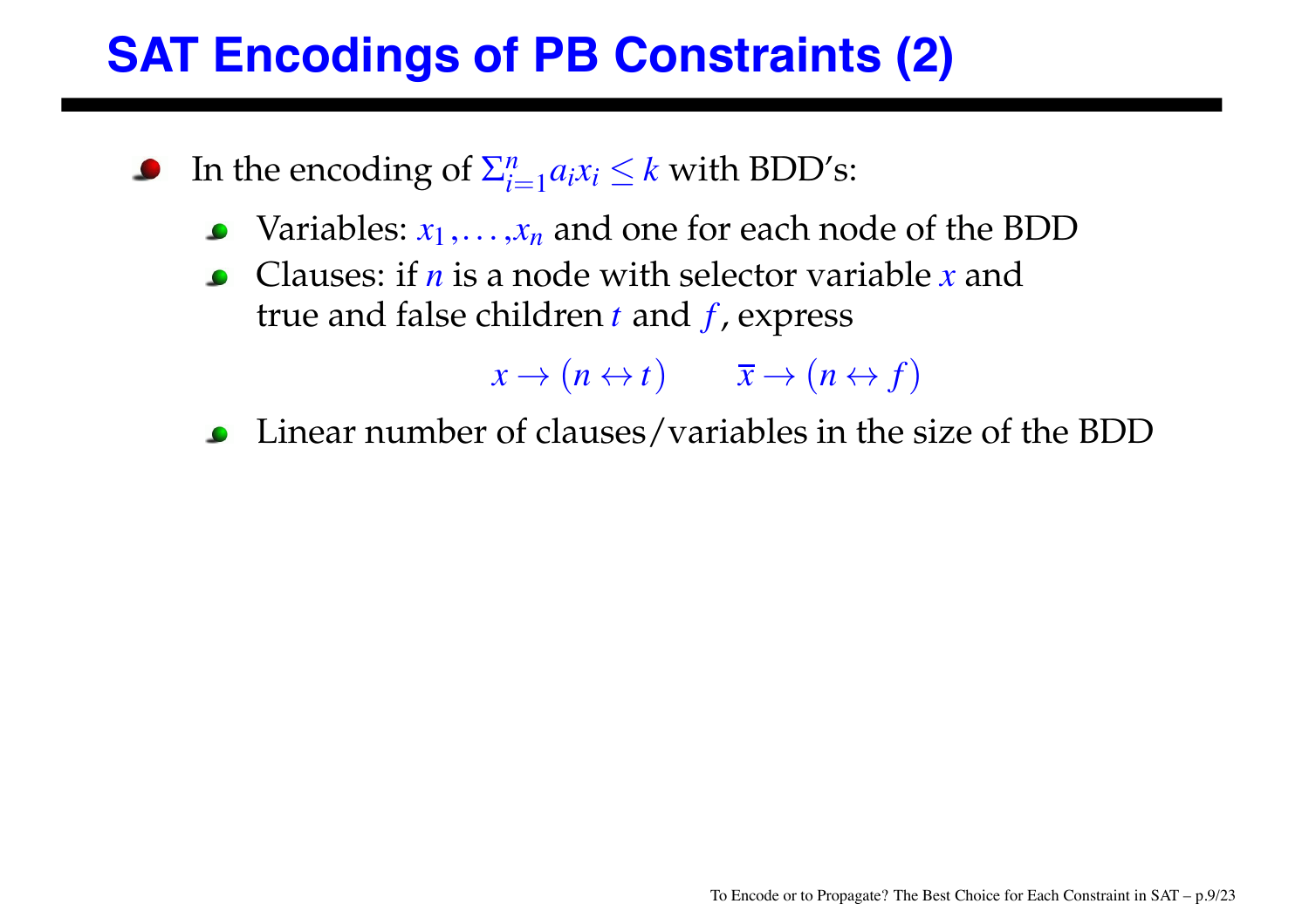# SAT Encodings of PB Constraints (2)

- In the encoding of $\Sigma_{i=1}^{n} a_i x_i \leq k$ with BDD's:
  - Variables: $x_1, \ldots, x_n$ and one for each node of the BDD
  - Clauses: if $n$ is a node with selector variable $x$ and true and false children $t$ and $f$, express

$$x \rightarrow (n \leftrightarrow t) \qquad \overline{x} \rightarrow (n \leftrightarrow f)$$

  - Linear number of clauses/variables in the size of the BDD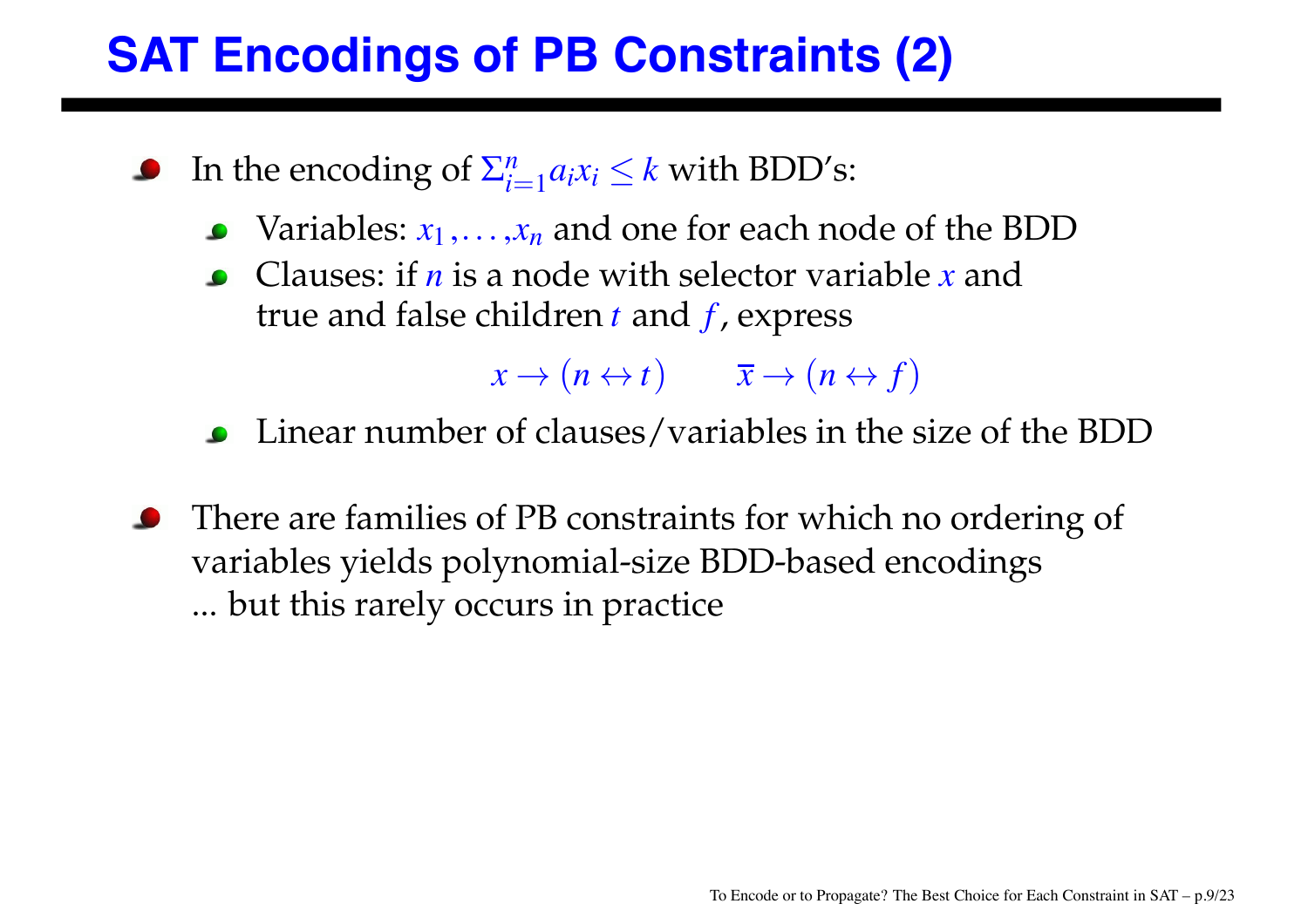# SAT Encodings of PB Constraints (2)

- In the encoding of $\Sigma_{i=1}^{n} a_i x_i \leq k$ with BDD's:
  - Variables: $x_1, \ldots, x_n$ and one for each node of the BDD
  - Clauses: if $n$ is a node with selector variable $x$ and true and false children $t$ and $f$, express

    $$x \rightarrow (n \leftrightarrow t) \qquad \overline{x} \rightarrow (n \leftrightarrow f)$$

  - Linear number of clauses/variables in the size of the BDD
- There are families of PB constraints for which no ordering of variables yields polynomial-size BDD-based encodings ... but this rarely occurs in practice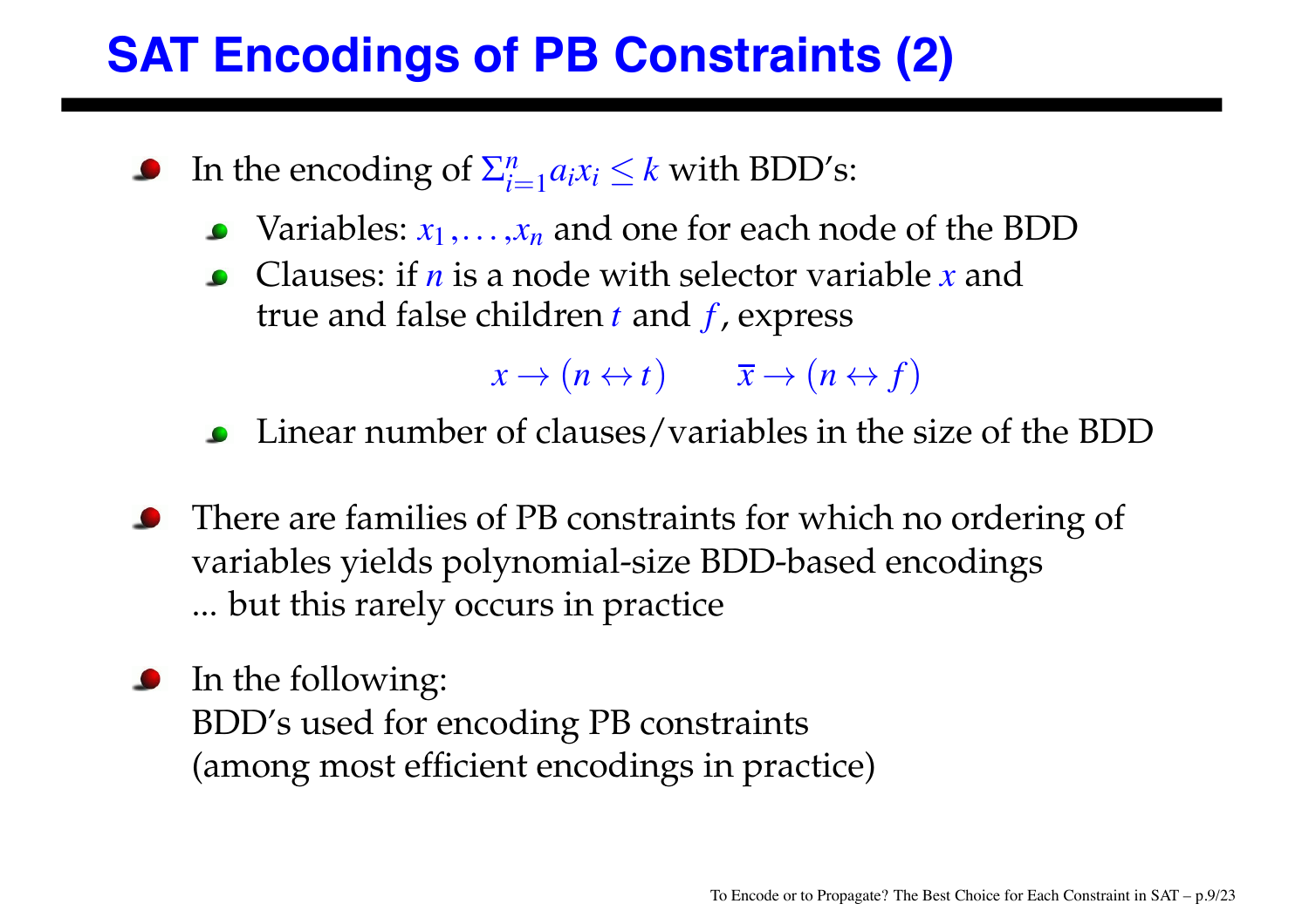# SAT Encodings of PB Constraints (2)

- In the encoding of $\Sigma_{i=1}^{n} a_i x_i \leq k$ with BDD's:
  - Variables: $x_1, \ldots, x_n$ and one for each node of the BDD
  - Clauses: if $n$ is a node with selector variable $x$ and true and false children $t$ and $f$, express

    $$x \rightarrow (n \leftrightarrow t) \qquad \overline{x} \rightarrow (n \leftrightarrow f)$$

  - Linear number of clauses/variables in the size of the BDD

- There are families of PB constraints for which no ordering of variables yields polynomial-size BDD-based encodings
  ... but this rarely occurs in practice

- In the following:
  BDD's used for encoding PB constraints
  (among most efficient encodings in practice)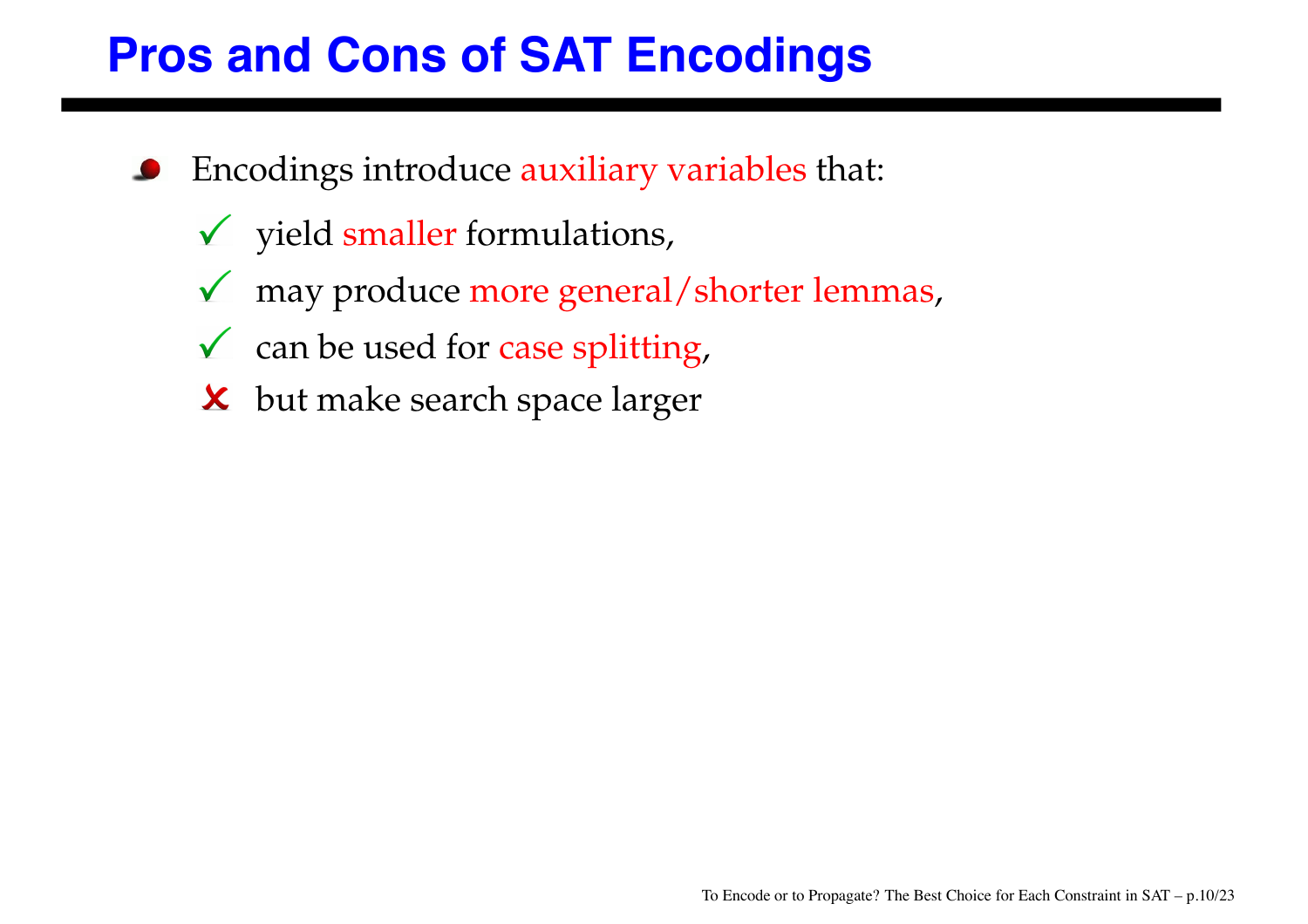# Pros and Cons of SAT Encodings

- Encodings introduce auxiliary variables that:
  - ✓ yield smaller formulations,
  - ✓ may produce more general/shorter lemmas,
  - ✓ can be used for case splitting,
  - ✗ but make search space larger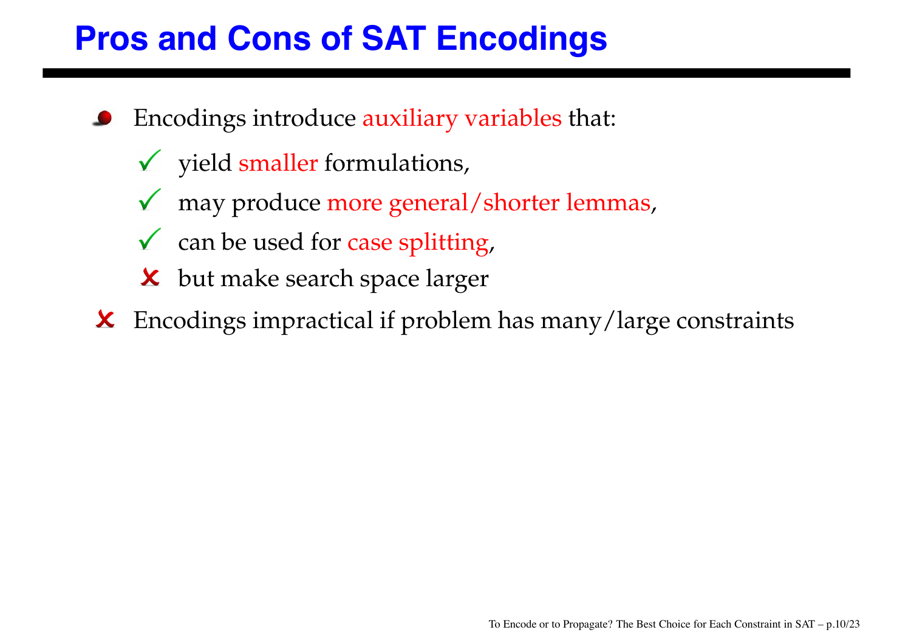# Pros and Cons of SAT Encodings

- Encodings introduce auxiliary variables that:
  - ✓ yield smaller formulations,
  - ✓ may produce more general/shorter lemmas,
  - ✓ can be used for case splitting,
  - ✗ but make search space larger
- ✗ Encodings impractical if problem has many/large constraints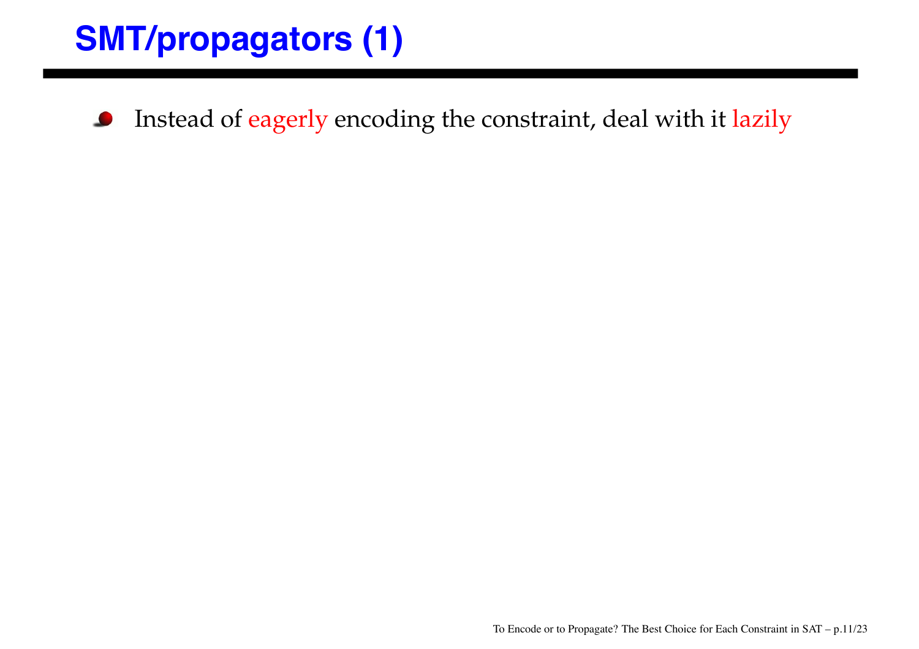# SMT/propagators (1)

- Instead of eagerly encoding the constraint, deal with it lazily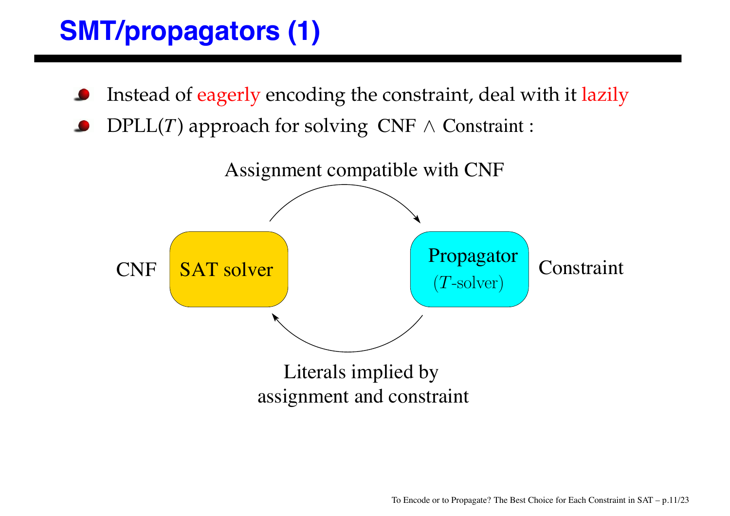# SMT/propagators (1)

- Instead of eagerly encoding the constraint, deal with it lazily
- DPLL($T$) approach for solving CNF $\wedge$ Constraint :

Assignment compatible with CNF

CNF SAT solver

Propagator ($T$-solver) Constraint

Literals implied by assignment and constraint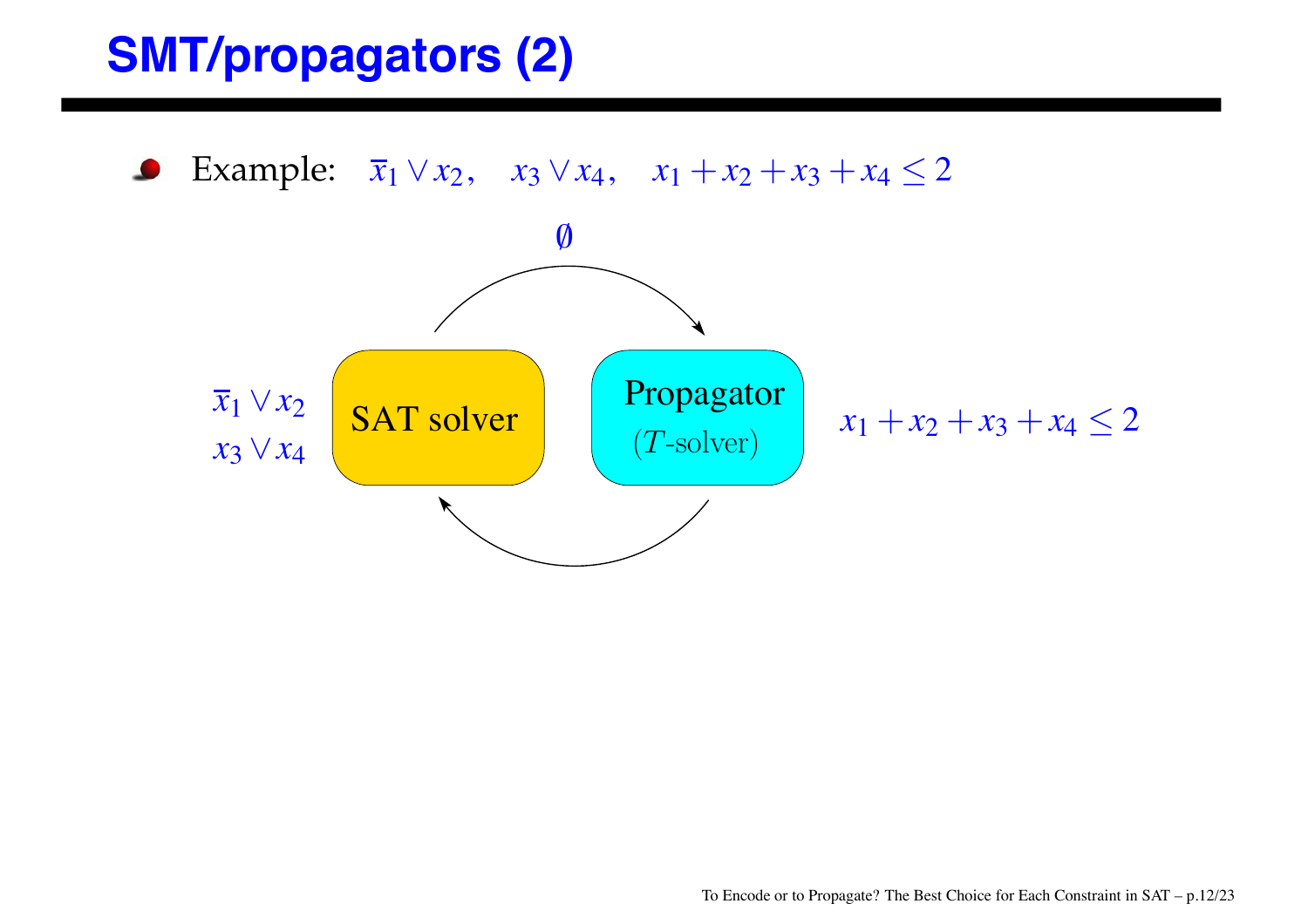# SMT/propagators (2)

- Example: $\bar{x}_1 \vee x_2, \quad x_3 \vee x_4, \quad x_1 + x_2 + x_3 + x_4 \leq 2$

$\emptyset$

$\bar{x}_1 \vee x_2$

$x_3 \vee x_4$

SAT solver

Propagator

($T$-solver)

$x_1 + x_2 + x_3 + x_4 \leq 2$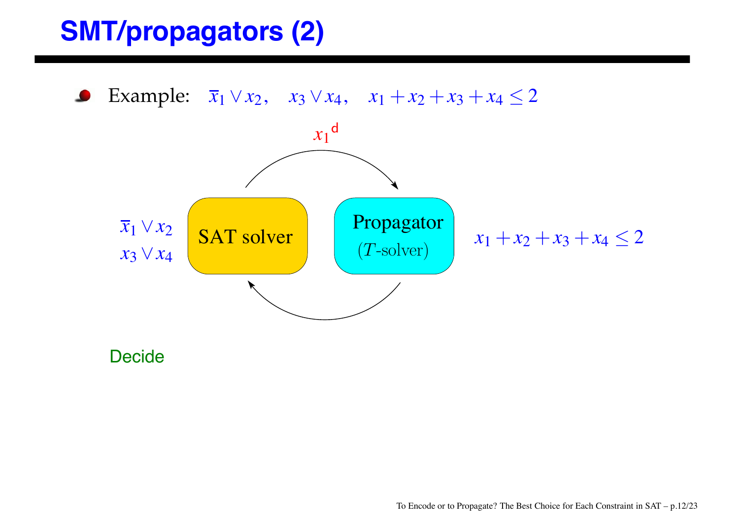# SMT/propagators (2)

- Example: $\overline{x}_1 \vee x_2, \quad x_3 \vee x_4, \quad x_1 + x_2 + x_3 + x_4 \leq 2$

$x_1{}^{\mathsf{d}}$

$\overline{x}_1 \vee x_2$

$x_3 \vee x_4$

SAT solver

Propagator

($T$-solver)

$x_1 + x_2 + x_3 + x_4 \leq 2$

Decide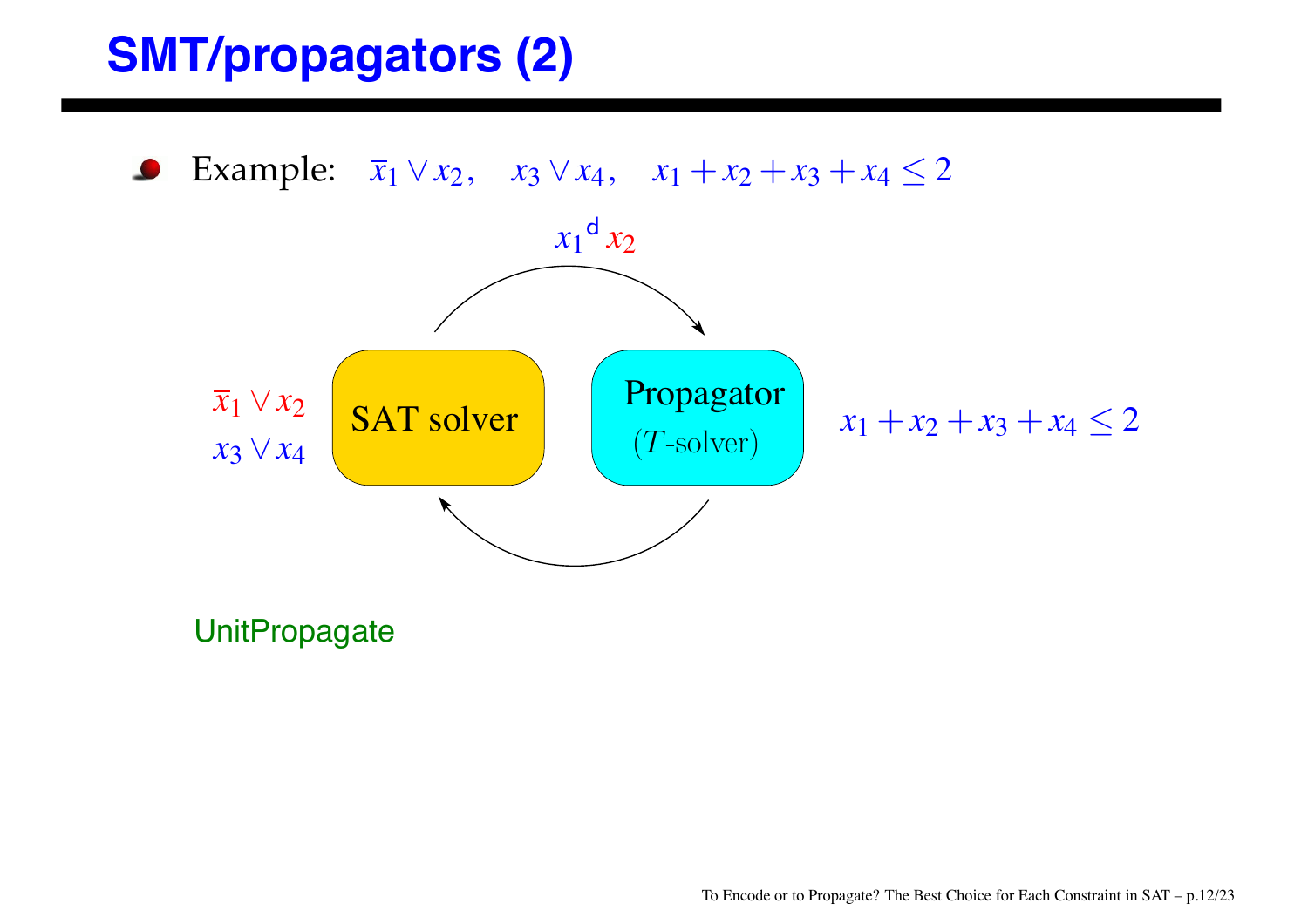# SMT/propagators (2)

- Example: $\overline{x}_1 \vee x_2, \quad x_3 \vee x_4, \quad x_1 + x_2 + x_3 + x_4 \leq 2$

$x_1{}^{\mathsf{d}}\, x_2$

$\overline{x}_1 \vee x_2$

$x_3 \vee x_4$

SAT solver

Propagator

($T$-solver)

$x_1 + x_2 + x_3 + x_4 \leq 2$

UnitPropagate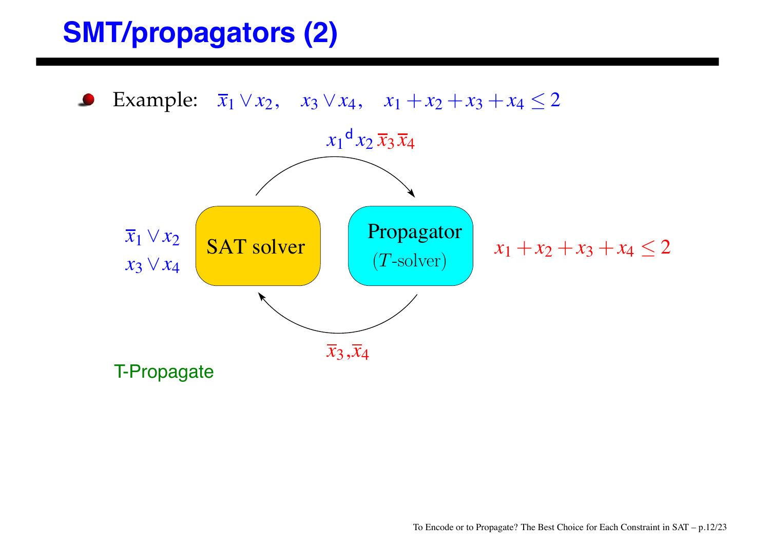# SMT/propagators (2)

- Example: $\overline{x}_1 \vee x_2, \quad x_3 \vee x_4, \quad x_1 + x_2 + x_3 + x_4 \leq 2$

$x_1{}^{\mathsf{d}}\, x_2\, \overline{x}_3\, \overline{x}_4$

$\overline{x}_1 \vee x_2$

$x_3 \vee x_4$

SAT solver

Propagator

($T$-solver)

$x_1 + x_2 + x_3 + x_4 \leq 2$

$\overline{x}_3, \overline{x}_4$

T-Propagate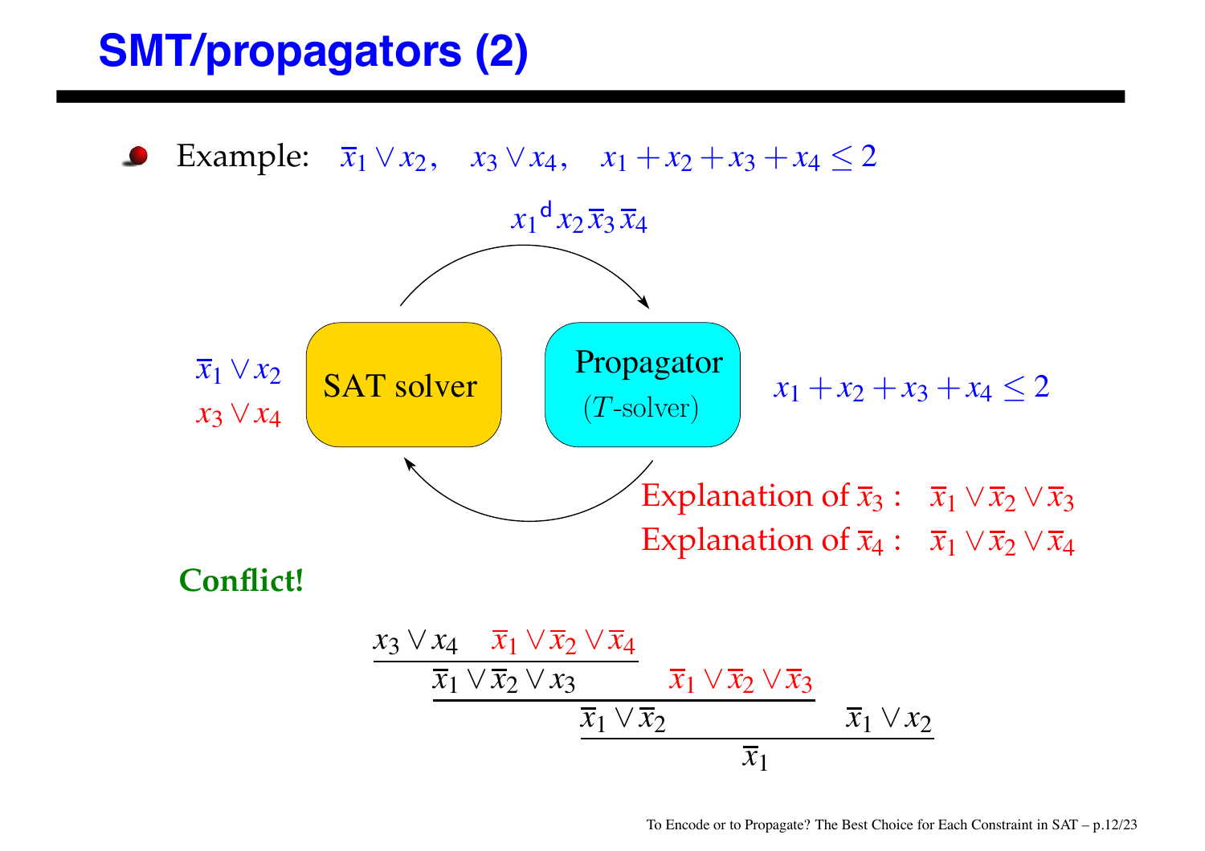# SMT/propagators (2)

- Example: $\overline{x}_1 \vee x_2, \quad x_3 \vee x_4, \quad x_1 + x_2 + x_3 + x_4 \leq 2$

$x_1{}^{\mathsf{d}}\, x_2\, \overline{x}_3\, \overline{x}_4$

$\overline{x}_1 \vee x_2$

$x_3 \vee x_4$

SAT solver

Propagator

($T$-solver)

$x_1 + x_2 + x_3 + x_4 \leq 2$

Explanation of $\overline{x}_3$ : $\quad \overline{x}_1 \vee \overline{x}_2 \vee \overline{x}_3$

Explanation of $\overline{x}_4$ : $\quad \overline{x}_1 \vee \overline{x}_2 \vee \overline{x}_4$

**Conflict!**

$$
\cfrac{\cfrac{\cfrac{x_3 \vee x_4 \qquad \overline{x}_1 \vee \overline{x}_2 \vee \overline{x}_4}{\overline{x}_1 \vee \overline{x}_2 \vee x_3} \qquad \overline{x}_1 \vee \overline{x}_2 \vee \overline{x}_3}{\overline{x}_1 \vee \overline{x}_2} \qquad \overline{x}_1 \vee x_2}{\overline{x}_1}
$$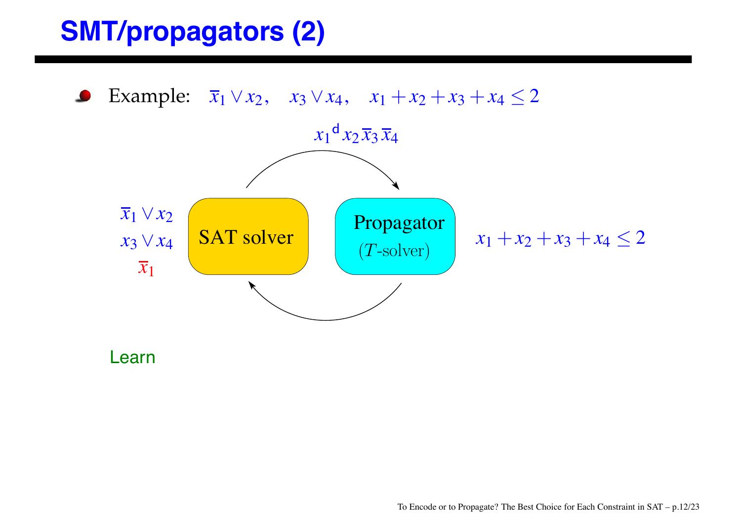# SMT/propagators (2)

- Example: $\bar{x}_1 \vee x_2, \quad x_3 \vee x_4, \quad x_1 + x_2 + x_3 + x_4 \leq 2$

$x_1{}^{\mathsf{d}} \, x_2 \, \bar{x}_3 \, \bar{x}_4$

$\bar{x}_1 \vee x_2$

$x_3 \vee x_4$

$\bar{x}_1$

SAT solver

Propagator

($T$-solver)

$x_1 + x_2 + x_3 + x_4 \leq 2$

Learn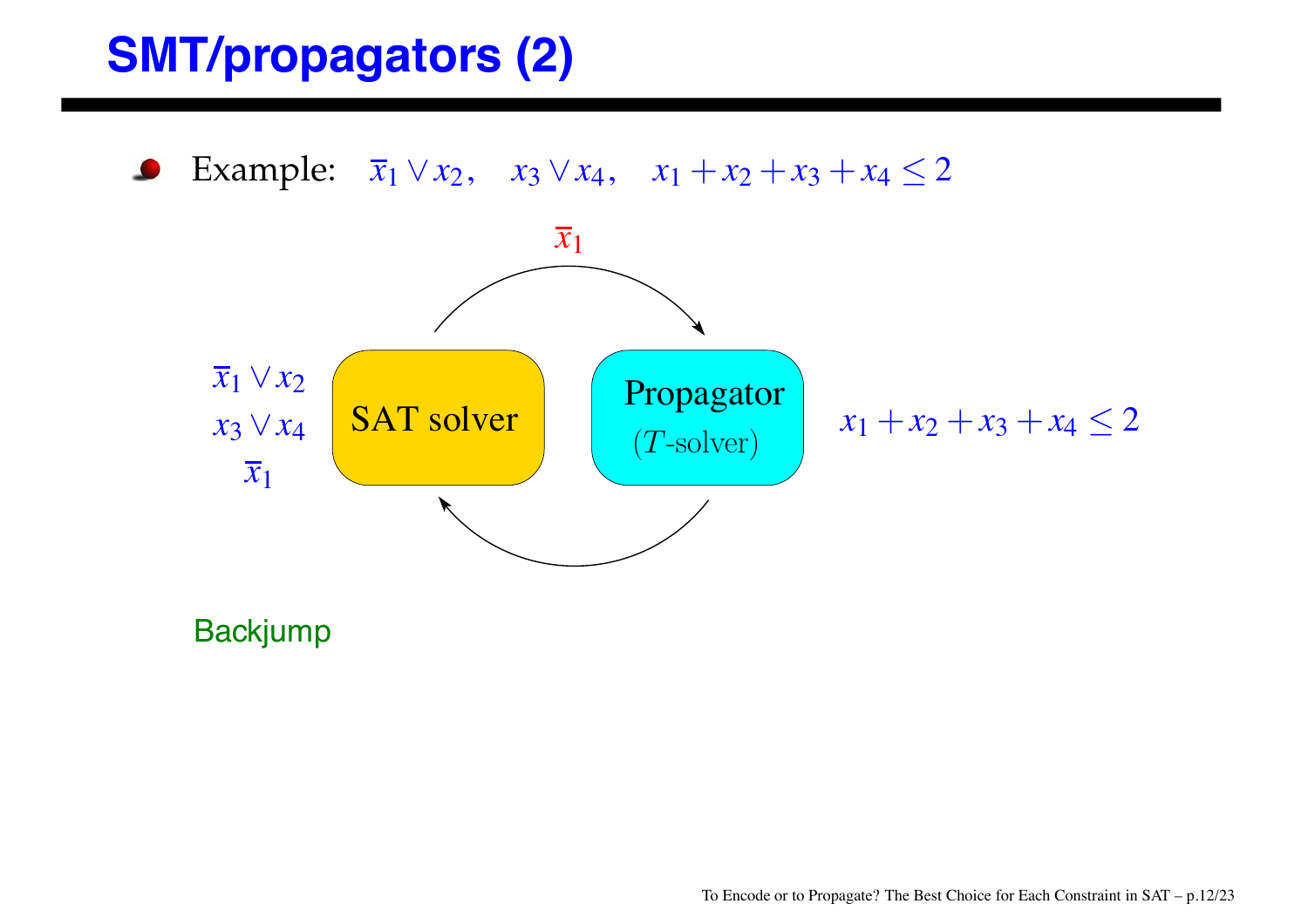# SMT/propagators (2)

- Example: $\overline{x}_1 \vee x_2, \quad x_3 \vee x_4, \quad x_1 + x_2 + x_3 + x_4 \leq 2$

$\overline{x}_1$

$\overline{x}_1 \vee x_2$
$x_3 \vee x_4$
$\overline{x}_1$

SAT solver

Propagator
($T$-solver)

$x_1 + x_2 + x_3 + x_4 \leq 2$

Backjump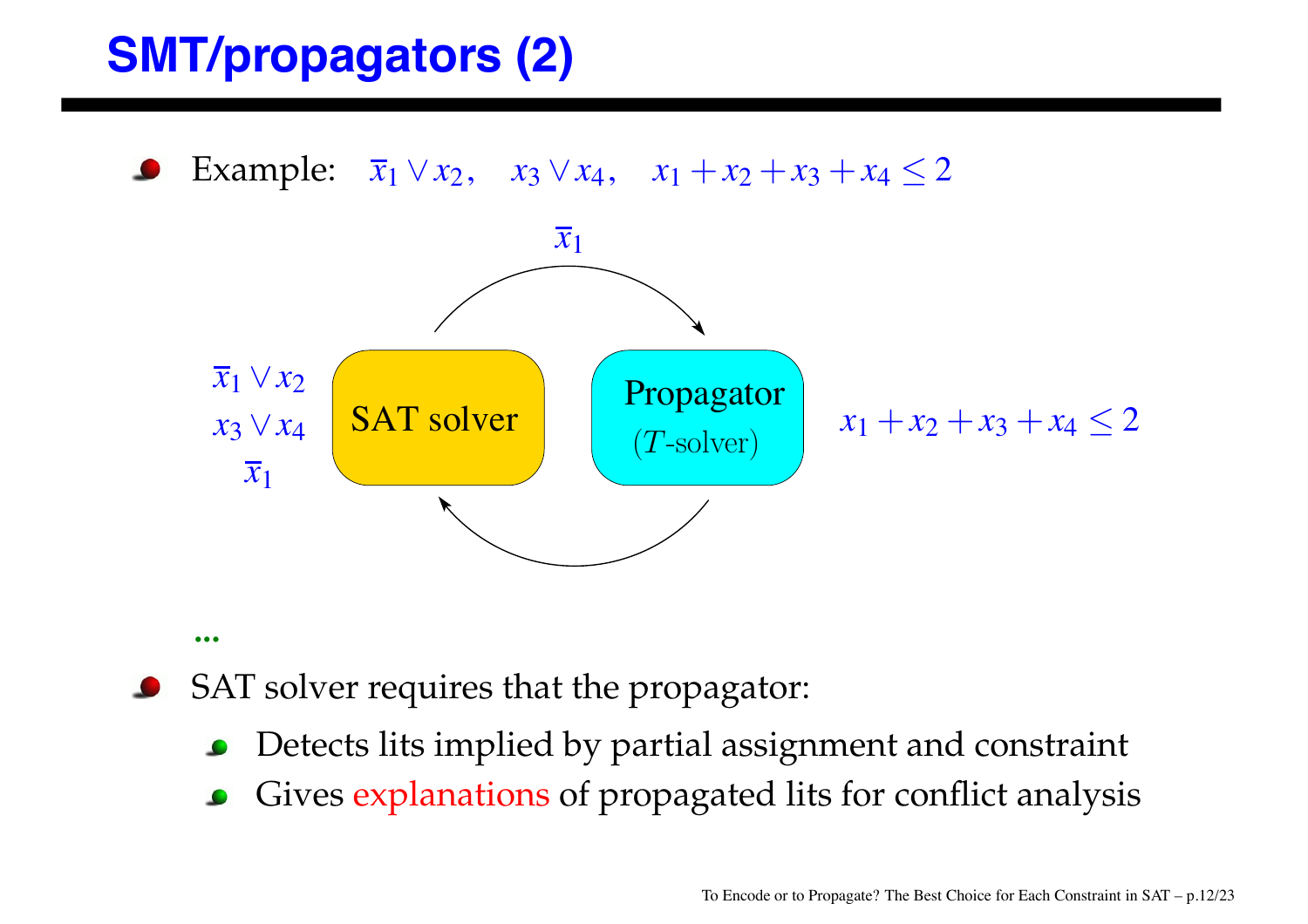# SMT/propagators (2)

- Example: $\overline{x}_1 \vee x_2, \quad x_3 \vee x_4, \quad x_1 + x_2 + x_3 + x_4 \leq 2$

$\overline{x}_1$

$\overline{x}_1 \vee x_2$
$x_3 \vee x_4$
$\overline{x}_1$

SAT solver

Propagator
($T$-solver)

$x_1 + x_2 + x_3 + x_4 \leq 2$

...

- SAT solver requires that the propagator:
  - Detects lits implied by partial assignment and constraint
  - Gives explanations of propagated lits for conflict analysis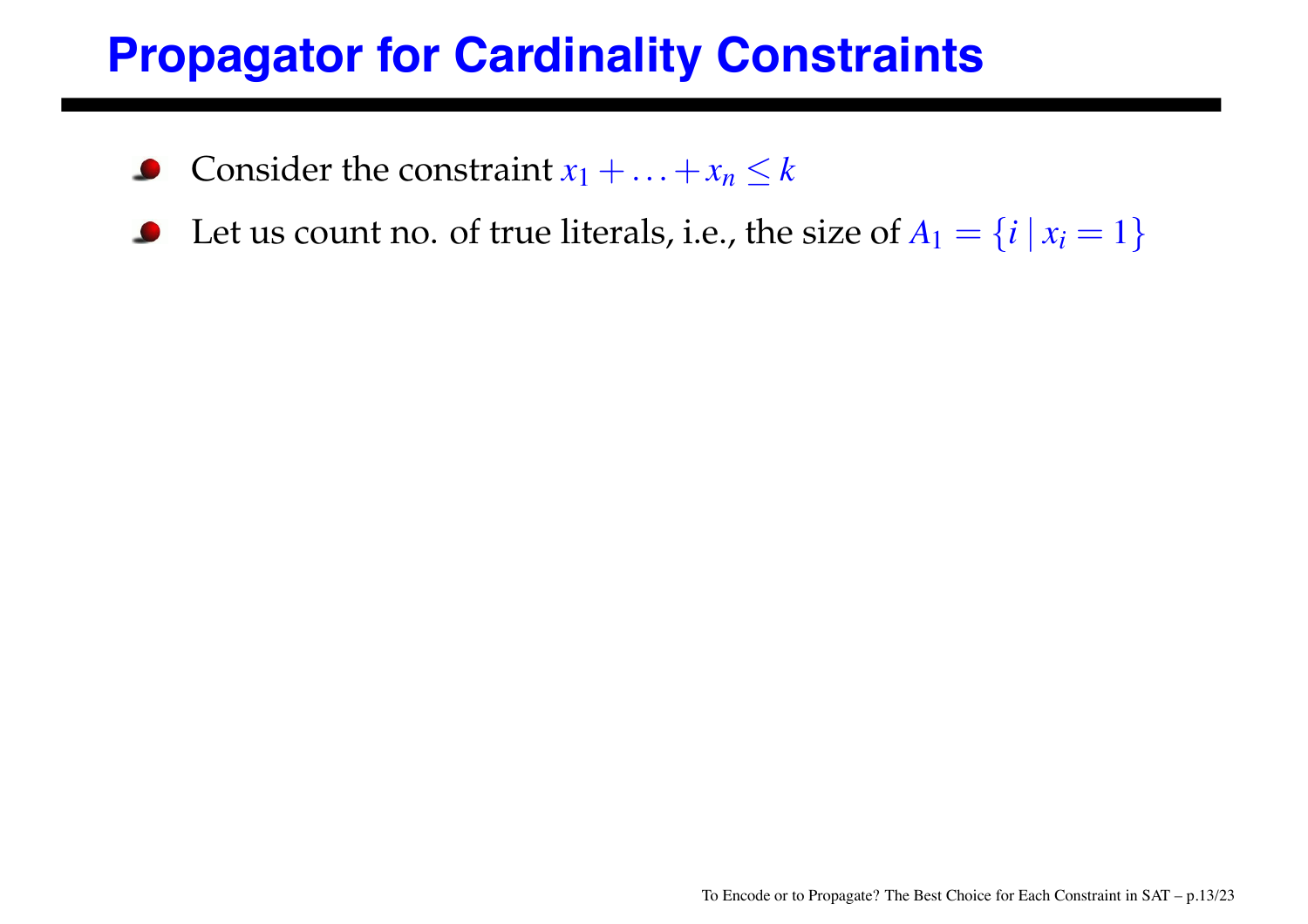# Propagator for Cardinality Constraints

- Consider the constraint $x_1 + \ldots + x_n \leq k$
- Let us count no. of true literals, i.e., the size of $A_1 = \{i \mid x_i = 1\}$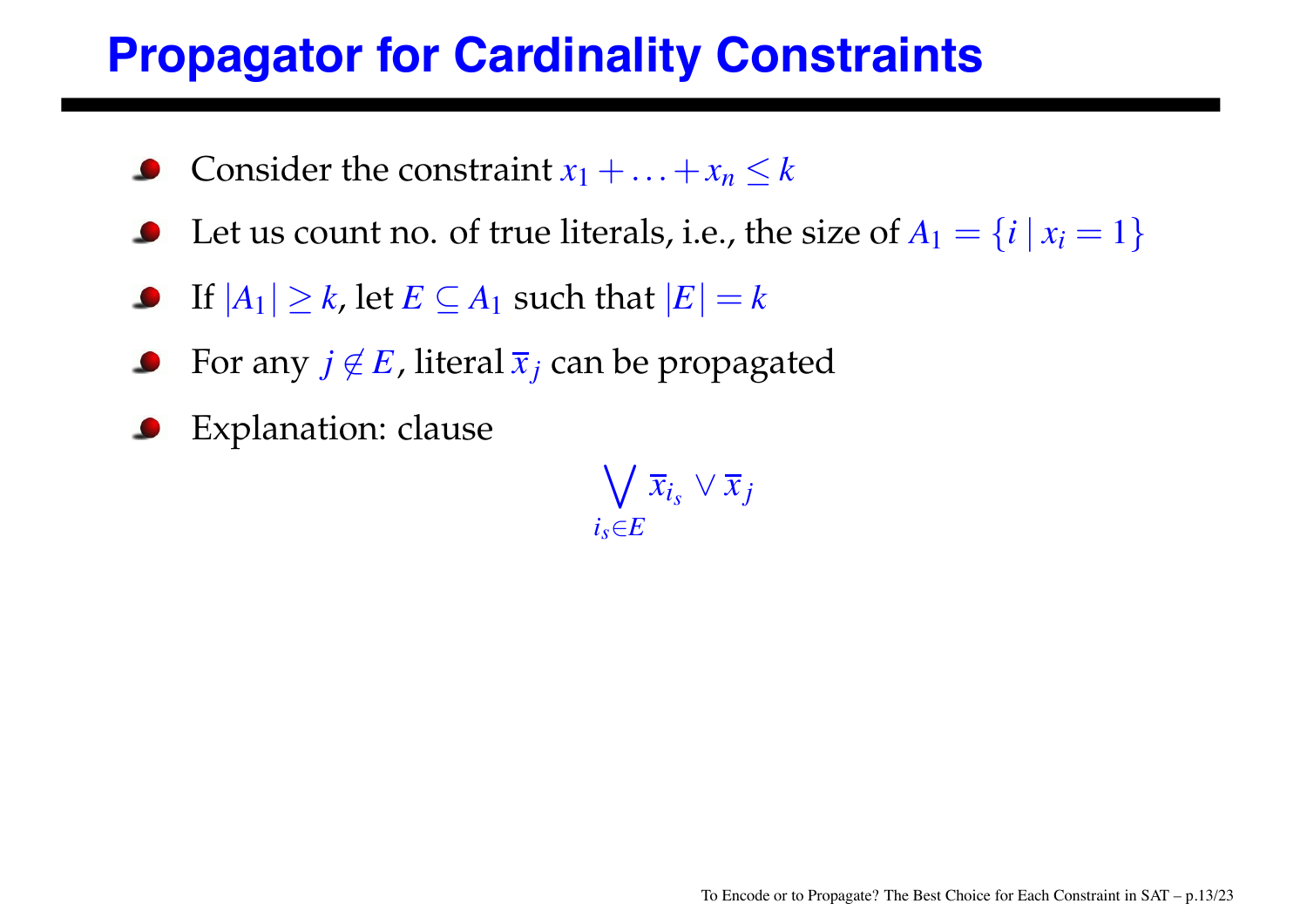# Propagator for Cardinality Constraints

- Consider the constraint $x_1 + \ldots + x_n \leq k$
- Let us count no. of true literals, i.e., the size of $A_1 = \{i \mid x_i = 1\}$
- If $|A_1| \geq k$, let $E \subseteq A_1$ such that $|E| = k$
- For any $j \notin E$, literal $\overline{x}_j$ can be propagated
- Explanation: clause

$$\bigvee_{i_s \in E} \overline{x}_{i_s} \vee \overline{x}_j$$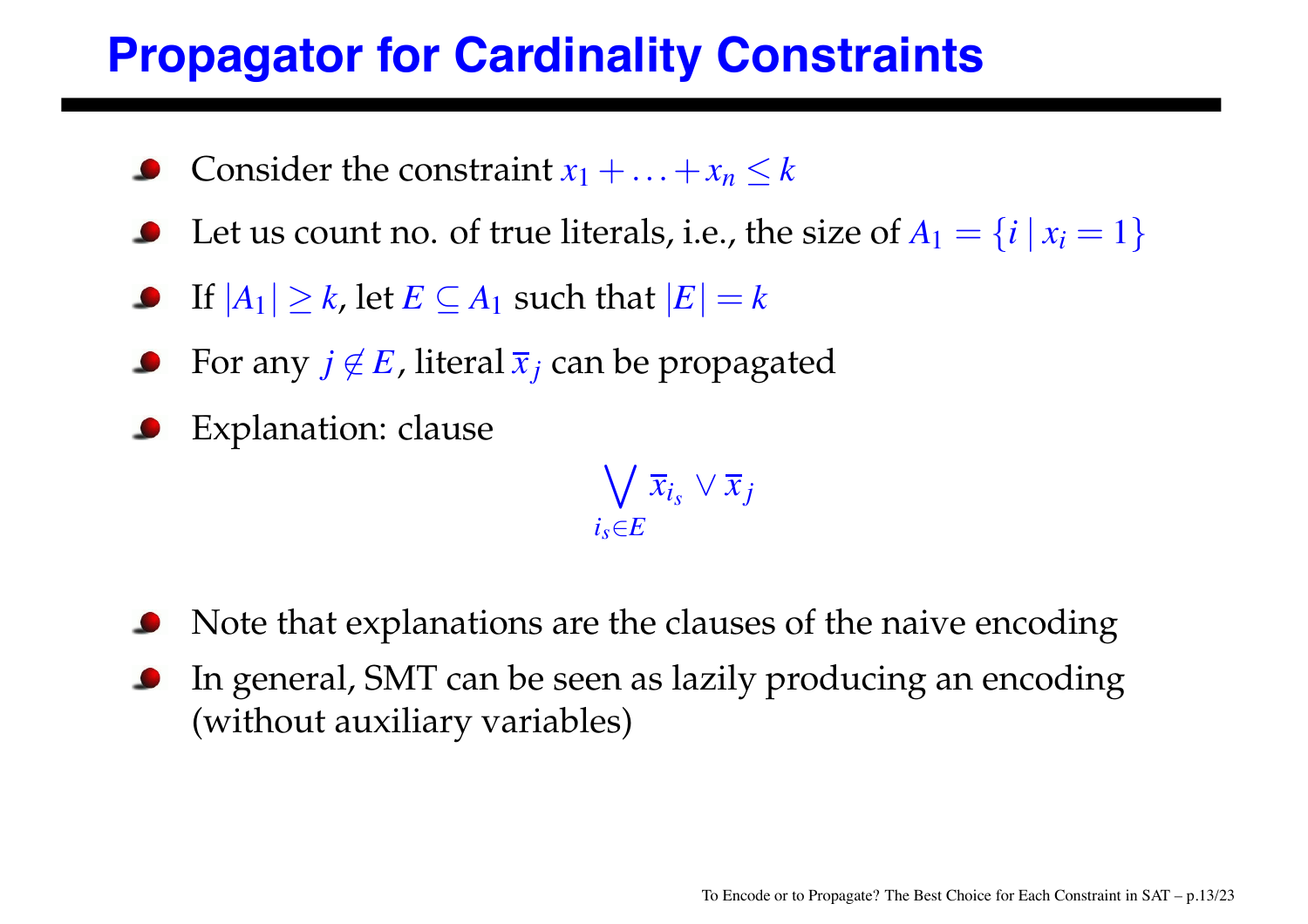# Propagator for Cardinality Constraints

- Consider the constraint $x_1 + \ldots + x_n \leq k$
- Let us count no. of true literals, i.e., the size of $A_1 = \{i \mid x_i = 1\}$
- If $|A_1| \geq k$, let $E \subseteq A_1$ such that $|E| = k$
- For any $j \notin E$, literal $\overline{x}_j$ can be propagated
- Explanation: clause

$$\bigvee_{i_s \in E} \overline{x}_{i_s} \vee \overline{x}_j$$

- Note that explanations are the clauses of the naive encoding
- In general, SMT can be seen as lazily producing an encoding (without auxiliary variables)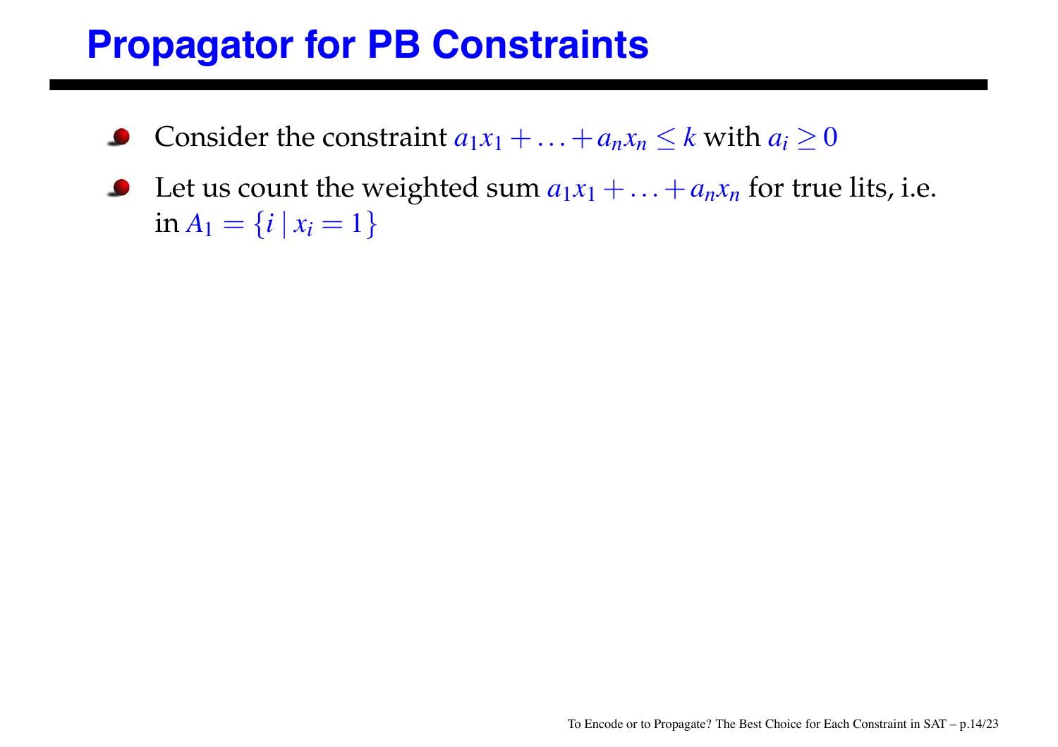# Propagator for PB Constraints

- Consider the constraint $a_1x_1 + \ldots + a_nx_n \leq k$ with $a_i \geq 0$
- Let us count the weighted sum $a_1x_1 + \ldots + a_nx_n$ for true lits, i.e. in $A_1 = \{i \mid x_i = 1\}$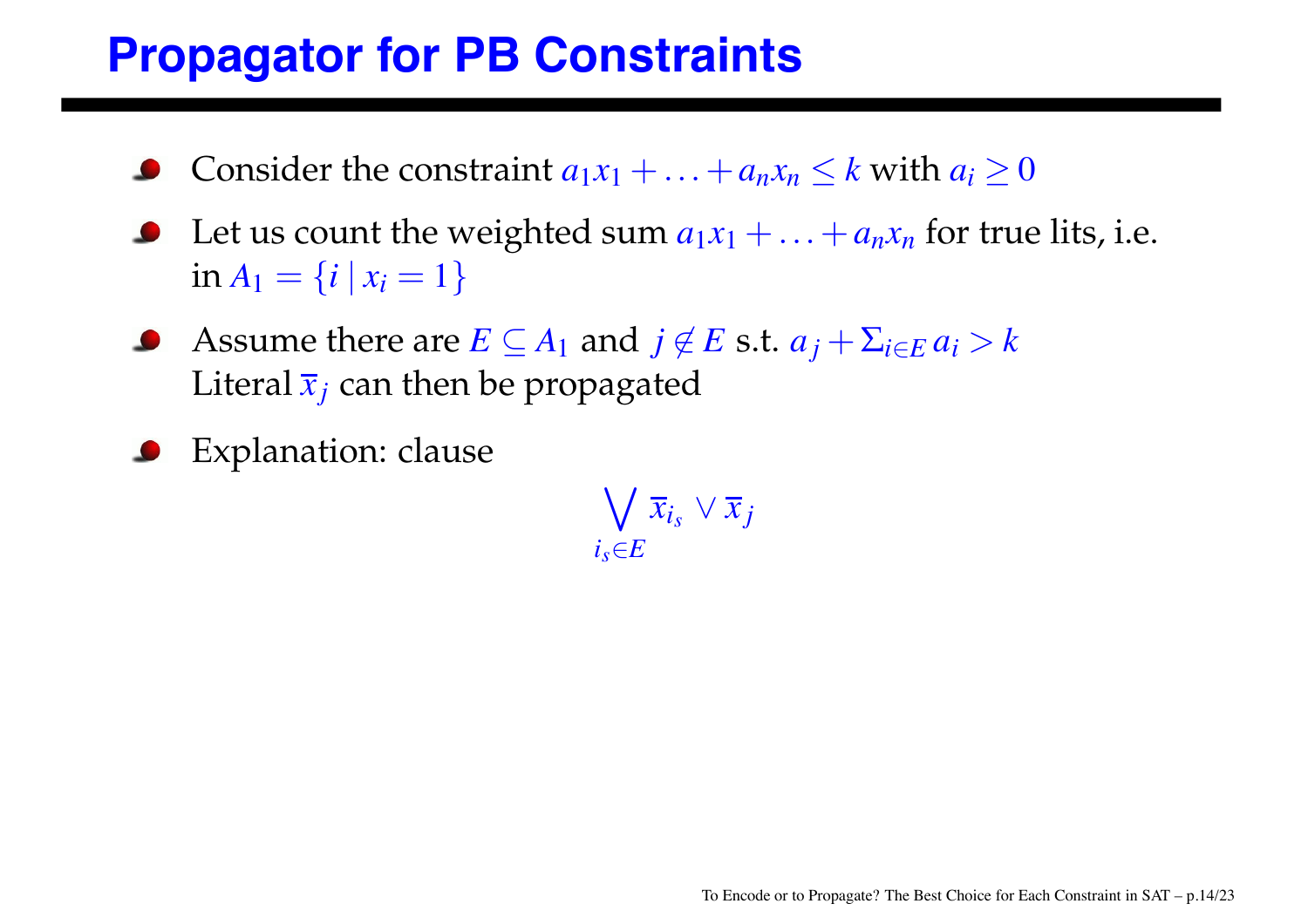# Propagator for PB Constraints

- Consider the constraint $a_1x_1 + \ldots + a_nx_n \leq k$ with $a_i \geq 0$
- Let us count the weighted sum $a_1x_1 + \ldots + a_nx_n$ for true lits, i.e. in $A_1 = \{i \mid x_i = 1\}$
- Assume there are $E \subseteq A_1$ and $j \notin E$ s.t. $a_j + \Sigma_{i \in E}\, a_i > k$
  Literal $\overline{x}_j$ can then be propagated
- Explanation: clause

$$\bigvee_{i_s \in E} \overline{x}_{i_s} \vee \overline{x}_j$$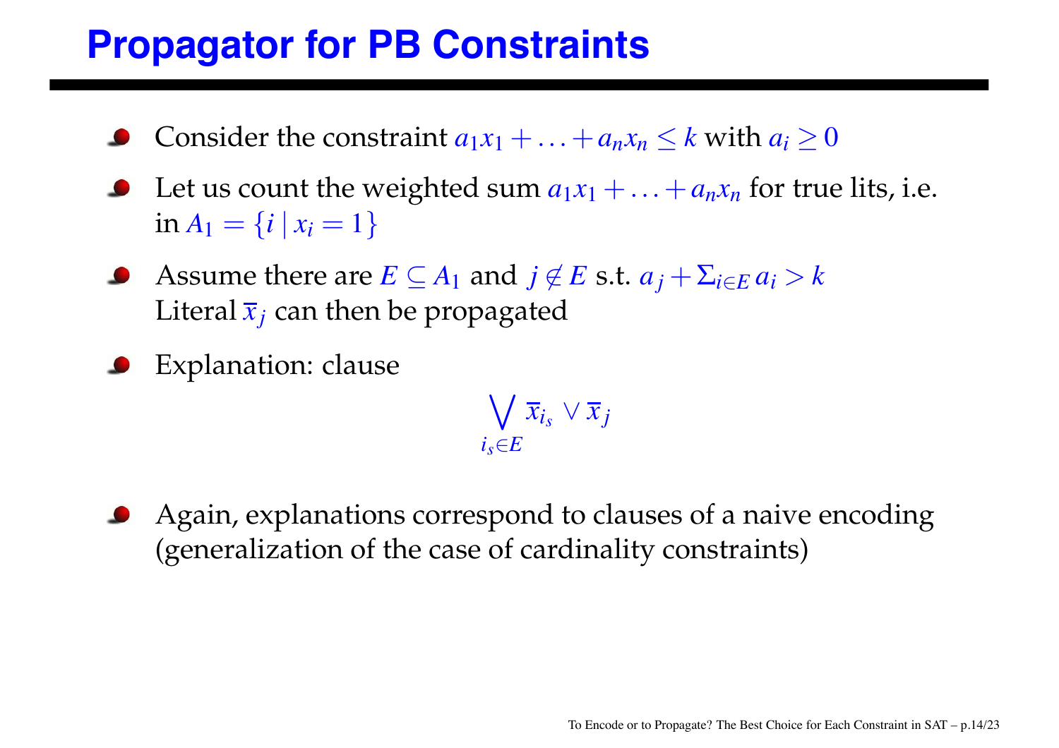# Propagator for PB Constraints

- Consider the constraint $a_1x_1 + \ldots + a_nx_n \leq k$ with $a_i \geq 0$
- Let us count the weighted sum $a_1x_1 + \ldots + a_nx_n$ for true lits, i.e. in $A_1 = \{i \mid x_i = 1\}$
- Assume there are $E \subseteq A_1$ and $j \notin E$ s.t. $a_j + \Sigma_{i \in E}\, a_i > k$
  Literal $\overline{x}_j$ can then be propagated
- Explanation: clause

$$\bigvee_{i_s \in E} \overline{x}_{i_s} \vee \overline{x}_j$$

- Again, explanations correspond to clauses of a naive encoding (generalization of the case of cardinality constraints)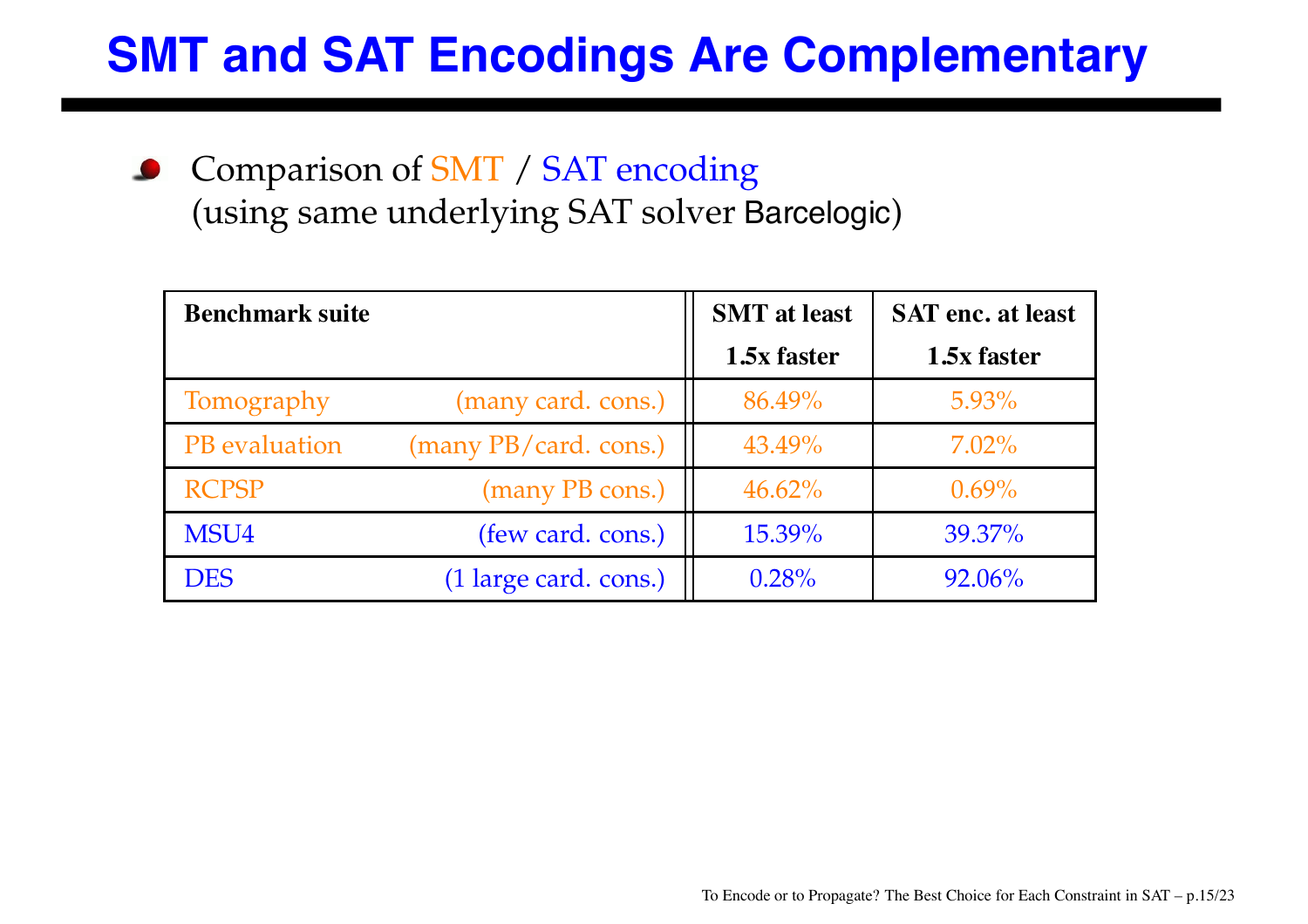# SMT and SAT Encodings Are Complementary

- Comparison of SMT / SAT encoding (using same underlying SAT solver Barcelogic)

| Benchmark suite | | SMT at least 1.5x faster | SAT enc. at least 1.5x faster |
|---|---|---|---|
| Tomography | (many card. cons.) | 86.49% | 5.93% |
| PB evaluation | (many PB/card. cons.) | 43.49% | 7.02% |
| RCPSP | (many PB cons.) | 46.62% | 0.69% |
| MSU4 | (few card. cons.) | 15.39% | 39.37% |
| DES | (1 large card. cons.) | 0.28% | 92.06% |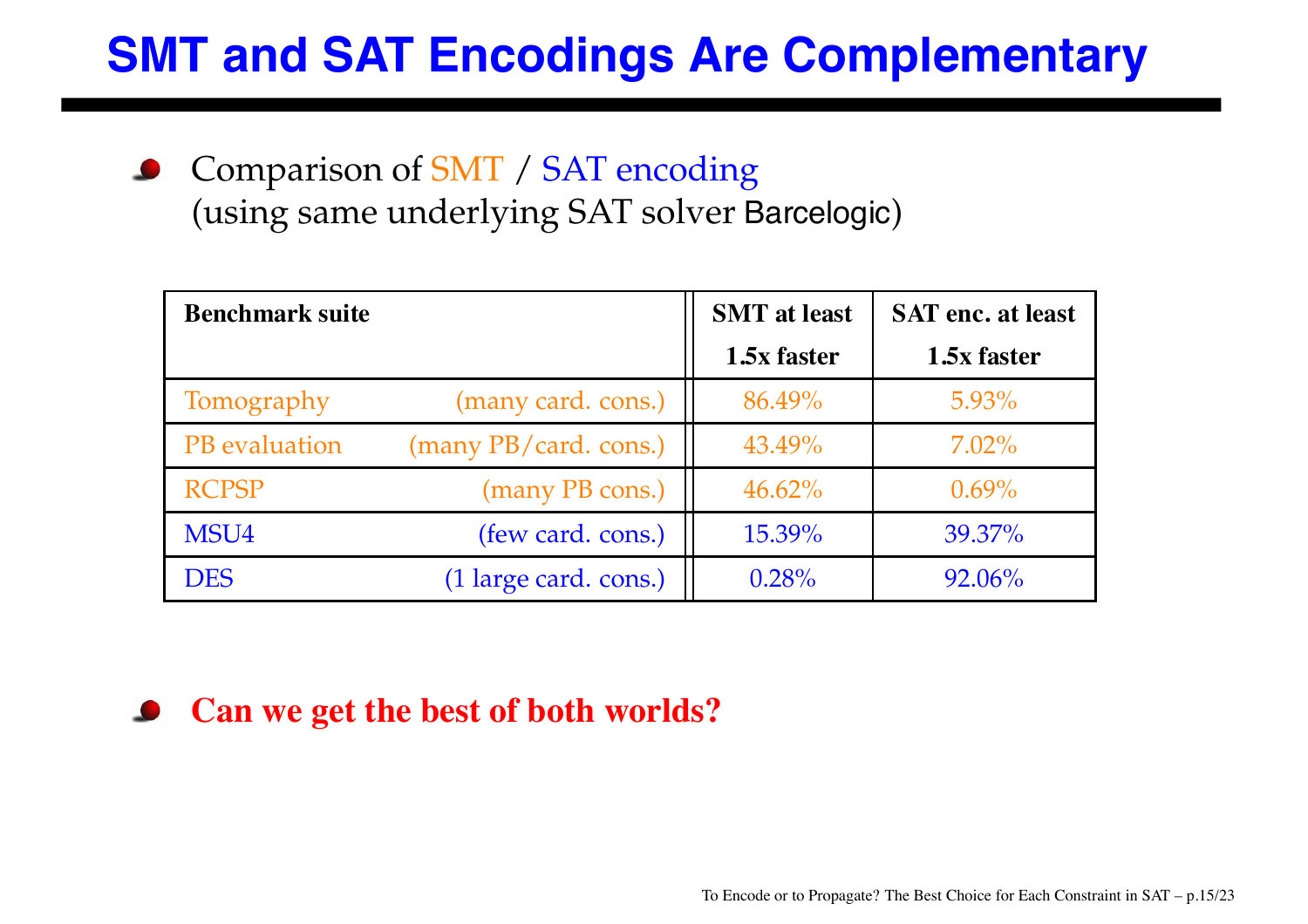# SMT and SAT Encodings Are Complementary

- Comparison of SMT / SAT encoding
  (using same underlying SAT solver Barcelogic)

| Benchmark suite | | SMT at least 1.5x faster | SAT enc. at least 1.5x faster |
|---|---|---|---|
| Tomography | (many card. cons.) | 86.49% | 5.93% |
| PB evaluation | (many PB/card. cons.) | 43.49% | 7.02% |
| RCPSP | (many PB cons.) | 46.62% | 0.69% |
| MSU4 | (few card. cons.) | 15.39% | 39.37% |
| DES | (1 large card. cons.) | 0.28% | 92.06% |

- **Can we get the best of both worlds?**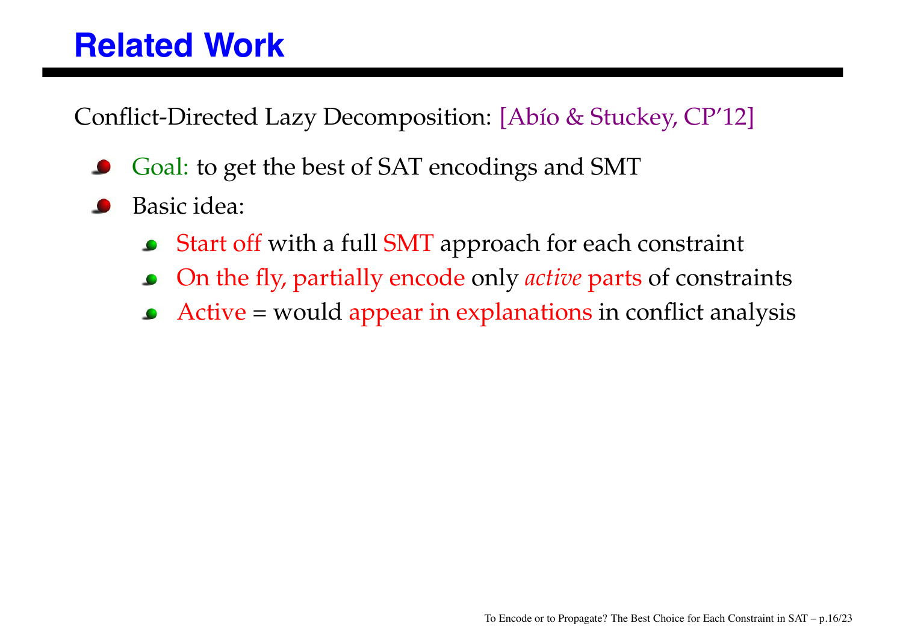# Related Work

Conflict-Directed Lazy Decomposition: [Abío & Stuckey, CP'12]

- Goal: to get the best of SAT encodings and SMT
- Basic idea:
  - Start off with a full SMT approach for each constraint
  - On the fly, partially encode only *active* parts of constraints
  - Active = would appear in explanations in conflict analysis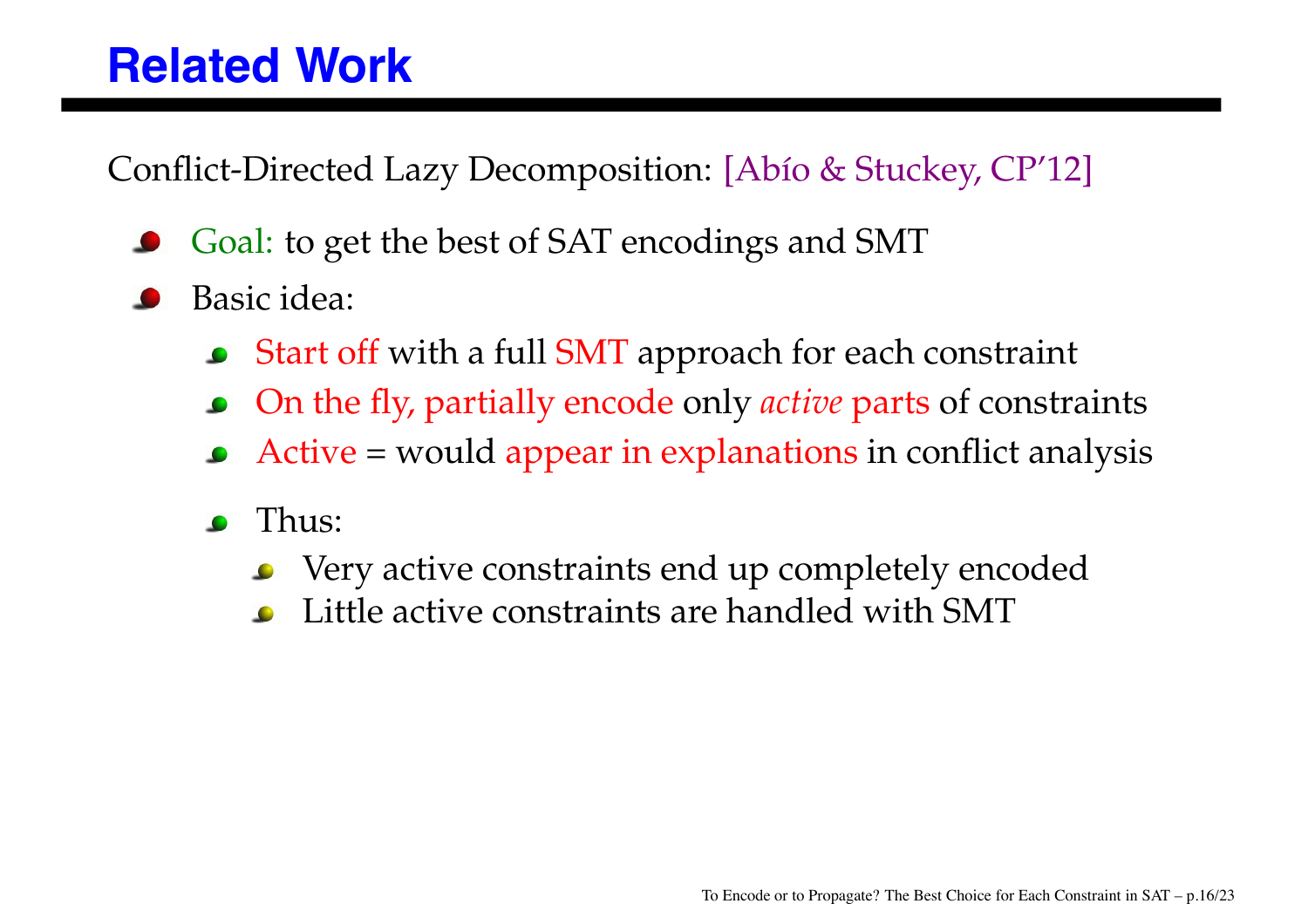# Related Work

Conflict-Directed Lazy Decomposition: [Abío & Stuckey, CP'12]

- Goal: to get the best of SAT encodings and SMT
- Basic idea:
  - Start off with a full SMT approach for each constraint
  - On the fly, partially encode only *active* parts of constraints
  - Active = would appear in explanations in conflict analysis
  - Thus:
    - Very active constraints end up completely encoded
    - Little active constraints are handled with SMT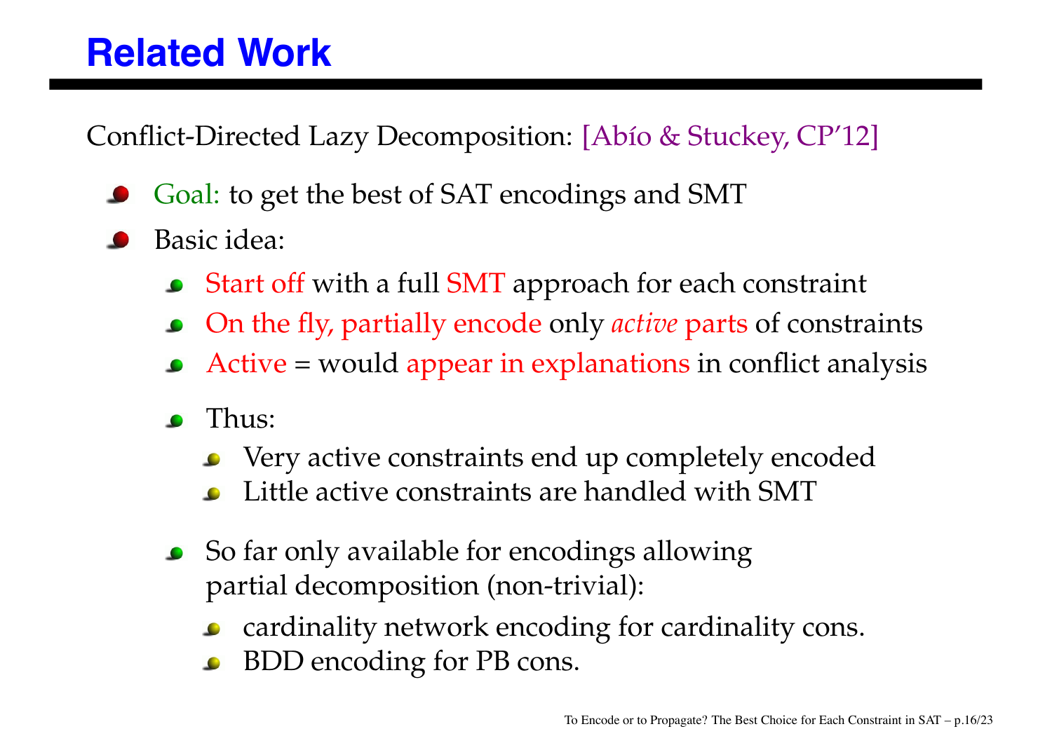# Related Work

Conflict-Directed Lazy Decomposition: [Abío & Stuckey, CP'12]

- Goal: to get the best of SAT encodings and SMT
- Basic idea:
  - Start off with a full SMT approach for each constraint
  - On the fly, partially encode only *active* parts of constraints
  - Active = would appear in explanations in conflict analysis
  - Thus:
    - Very active constraints end up completely encoded
    - Little active constraints are handled with SMT
  - So far only available for encodings allowing partial decomposition (non-trivial):
    - cardinality network encoding for cardinality cons.
    - BDD encoding for PB cons.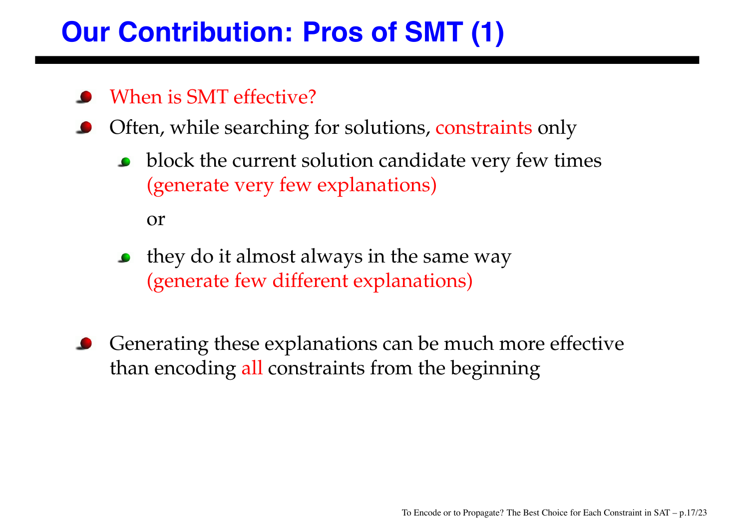# Our Contribution: Pros of SMT (1)

- When is SMT effective?
- Often, while searching for solutions, constraints only
  - block the current solution candidate very few times (generate very few explanations)

    or

  - they do it almost always in the same way (generate few different explanations)
- Generating these explanations can be much more effective than encoding all constraints from the beginning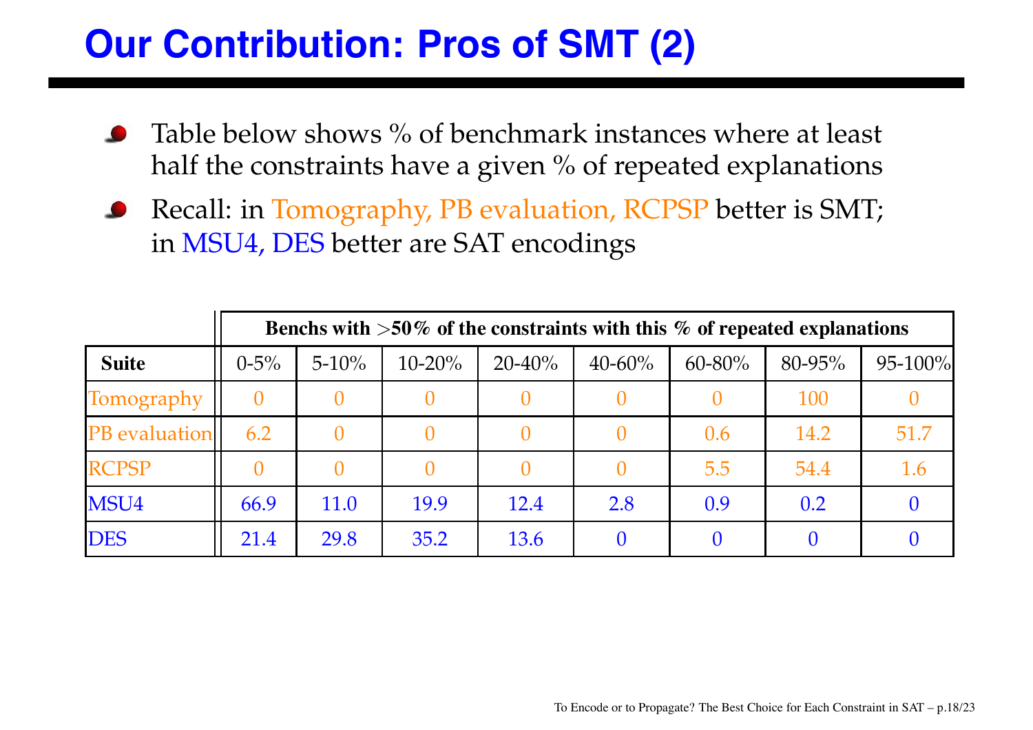# Our Contribution: Pros of SMT (2)

- Table below shows % of benchmark instances where at least half the constraints have a given % of repeated explanations
- Recall: in Tomography, PB evaluation, RCPSP better is SMT; in MSU4, DES better are SAT encodings

| | **Benchs with >50% of the constraints with this % of repeated explanations** | | | | | | | |
|---|---|---|---|---|---|---|---|---|
| **Suite** | 0-5% | 5-10% | 10-20% | 20-40% | 40-60% | 60-80% | 80-95% | 95-100% |
| Tomography | 0 | 0 | 0 | 0 | 0 | 0 | 100 | 0 |
| PB evaluation | 6.2 | 0 | 0 | 0 | 0 | 0.6 | 14.2 | 51.7 |
| RCPSP | 0 | 0 | 0 | 0 | 0 | 5.5 | 54.4 | 1.6 |
| MSU4 | 66.9 | 11.0 | 19.9 | 12.4 | 2.8 | 0.9 | 0.2 | 0 |
| DES | 21.4 | 29.8 | 35.2 | 13.6 | 0 | 0 | 0 | 0 |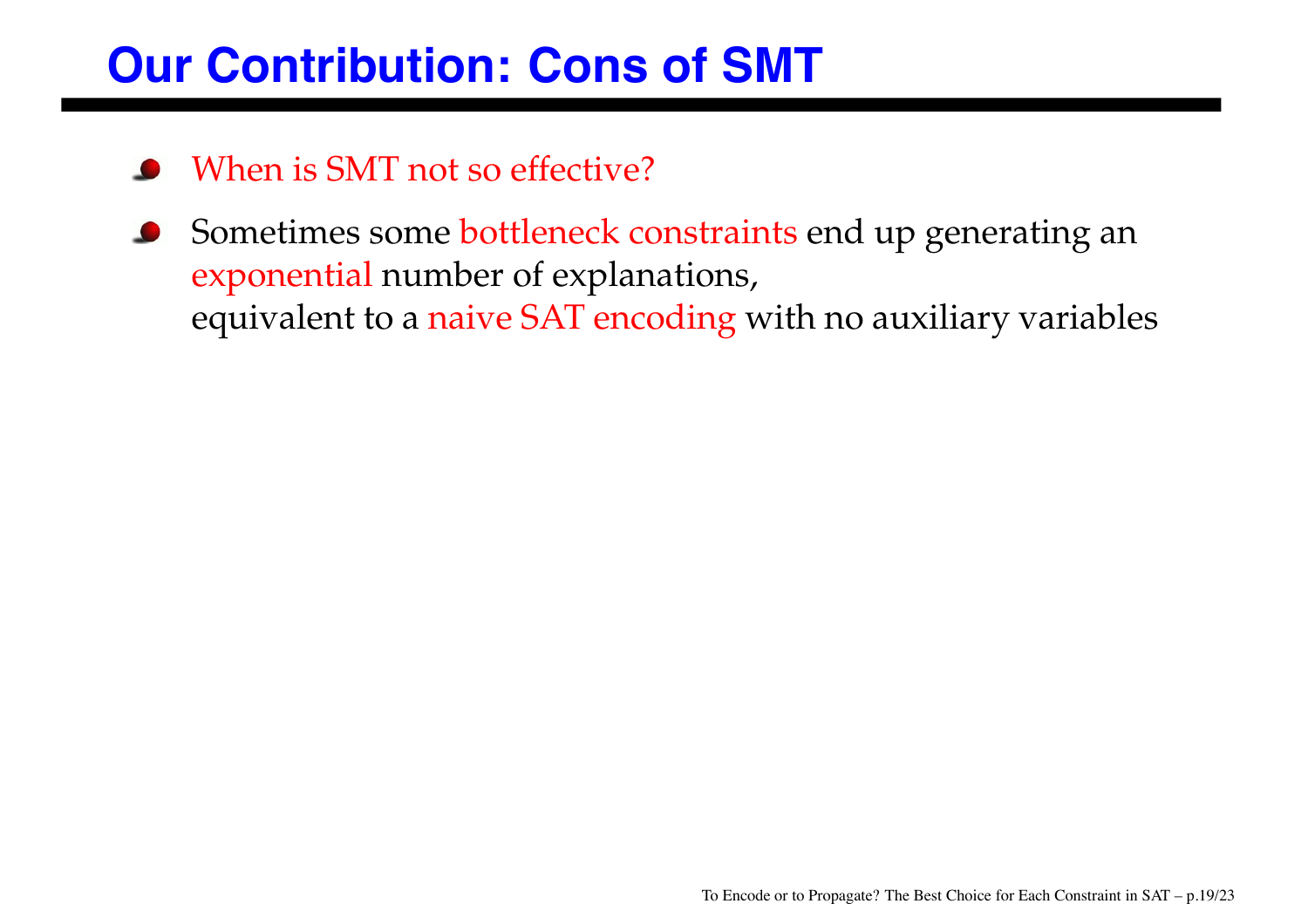# Our Contribution: Cons of SMT

- When is SMT not so effective?
- Sometimes some bottleneck constraints end up generating an exponential number of explanations,
  equivalent to a naive SAT encoding with no auxiliary variables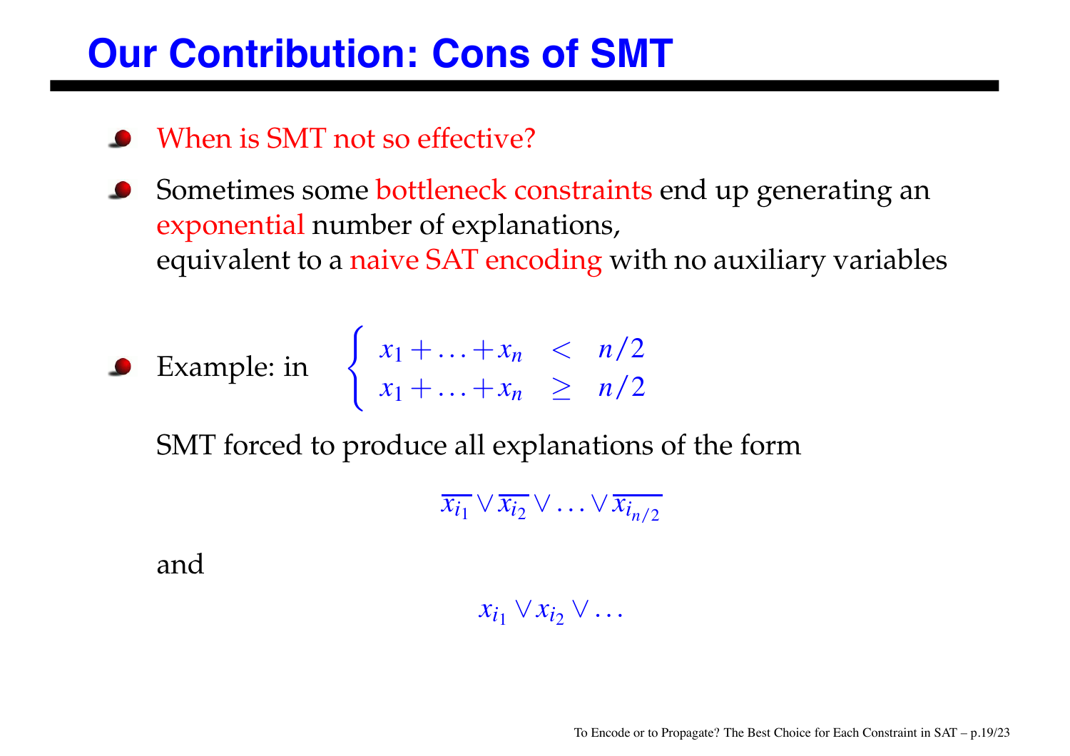# Our Contribution: Cons of SMT

- When is SMT not so effective?
- Sometimes some bottleneck constraints end up generating an exponential number of explanations,
  equivalent to a naive SAT encoding with no auxiliary variables
- Example: in $\begin{cases} x_1 + \ldots + x_n & < & n/2 \\ x_1 + \ldots + x_n & \geq & n/2 \end{cases}$

  SMT forced to produce all explanations of the form

  $$\overline{x_{i_1}} \vee \overline{x_{i_2}} \vee \ldots \vee \overline{x_{i_{n/2}}}$$

  and

  $$x_{i_1} \vee x_{i_2} \vee \ldots$$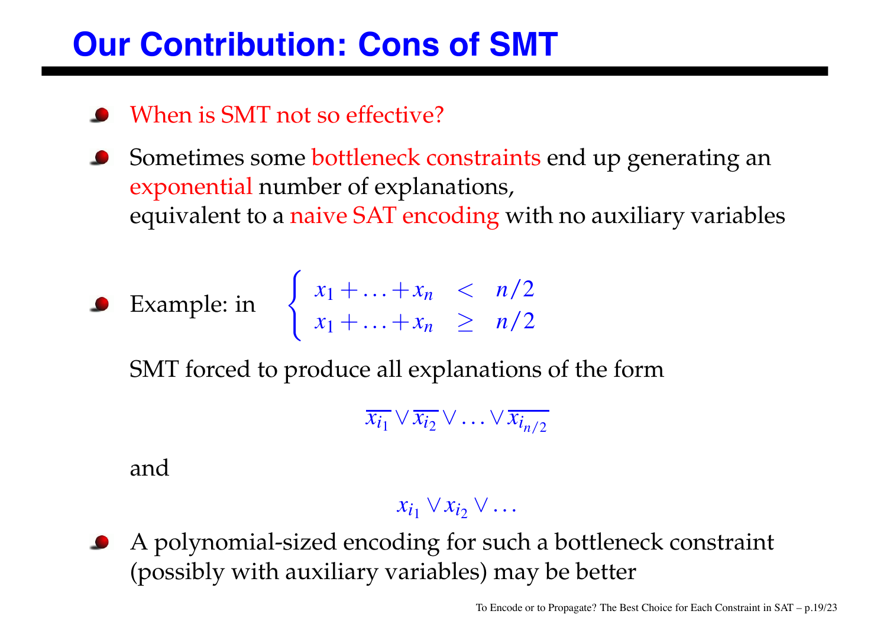# Our Contribution: Cons of SMT

- When is SMT not so effective?
- Sometimes some bottleneck constraints end up generating an exponential number of explanations,
  equivalent to a naive SAT encoding with no auxiliary variables
- Example: in $\begin{cases} x_1 + \ldots + x_n & < & n/2 \\ x_1 + \ldots + x_n & \geq & n/2 \end{cases}$

  SMT forced to produce all explanations of the form

  $$\overline{x_{i_1}} \vee \overline{x_{i_2}} \vee \ldots \vee \overline{x_{i_{n/2}}}$$

  and

  $$x_{i_1} \vee x_{i_2} \vee \ldots$$

- A polynomial-sized encoding for such a bottleneck constraint (possibly with auxiliary variables) may be better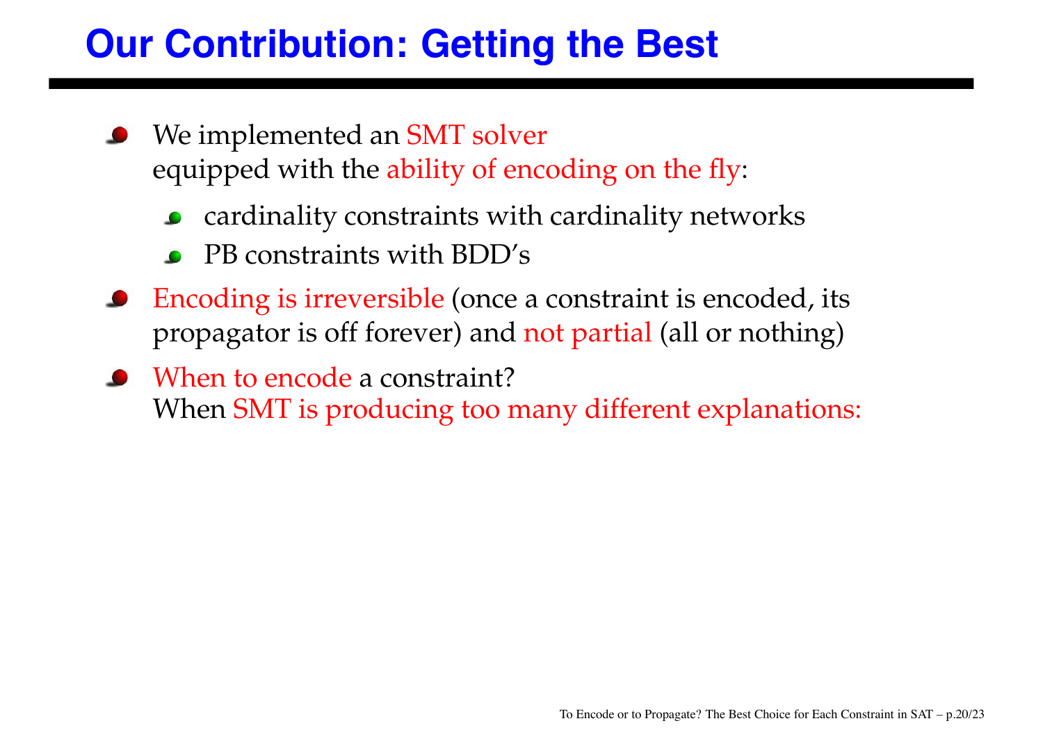# Our Contribution: Getting the Best

- We implemented an SMT solver equipped with the ability of encoding on the fly:
  - cardinality constraints with cardinality networks
  - PB constraints with BDD's
- Encoding is irreversible (once a constraint is encoded, its propagator is off forever) and not partial (all or nothing)
- When to encode a constraint? When SMT is producing too many different explanations: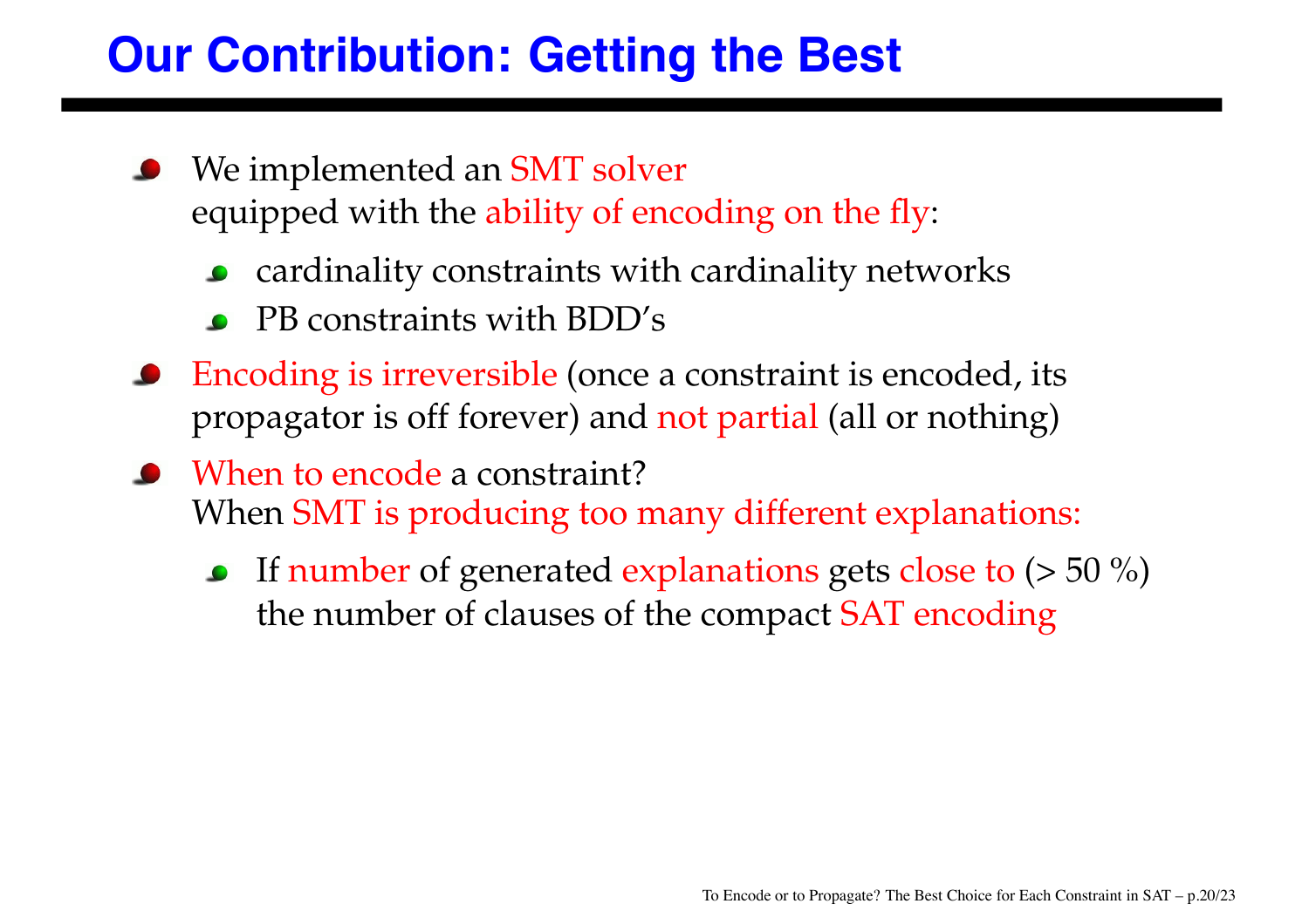# Our Contribution: Getting the Best

- We implemented an SMT solver
  equipped with the ability of encoding on the fly:
  - cardinality constraints with cardinality networks
  - PB constraints with BDD's
- Encoding is irreversible (once a constraint is encoded, its propagator is off forever) and not partial (all or nothing)
- When to encode a constraint?
  When SMT is producing too many different explanations:
  - If number of generated explanations gets close to (> 50 %) the number of clauses of the compact SAT encoding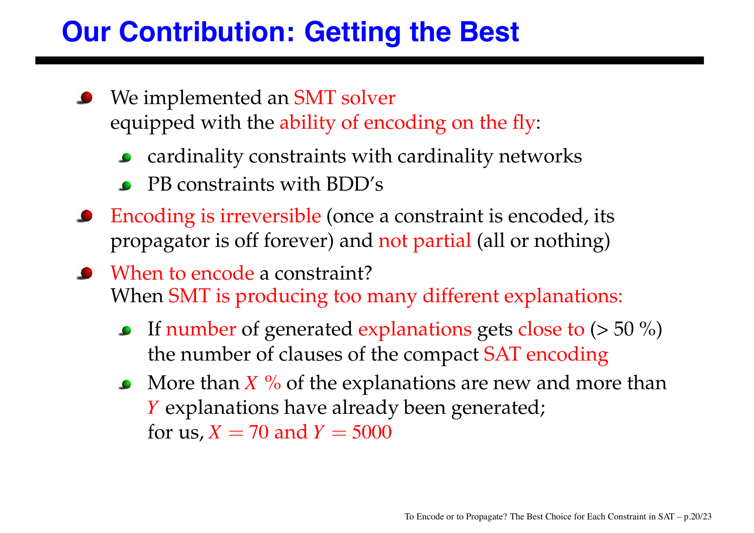# Our Contribution: Getting the Best

- We implemented an SMT solver equipped with the ability of encoding on the fly:
  - cardinality constraints with cardinality networks
  - PB constraints with BDD's
- Encoding is irreversible (once a constraint is encoded, its propagator is off forever) and not partial (all or nothing)
- When to encode a constraint?
  When SMT is producing too many different explanations:
  - If number of generated explanations gets close to (> 50 %) the number of clauses of the compact SAT encoding
  - More than $X$ % of the explanations are new and more than $Y$ explanations have already been generated; for us, $X = 70$ and $Y = 5000$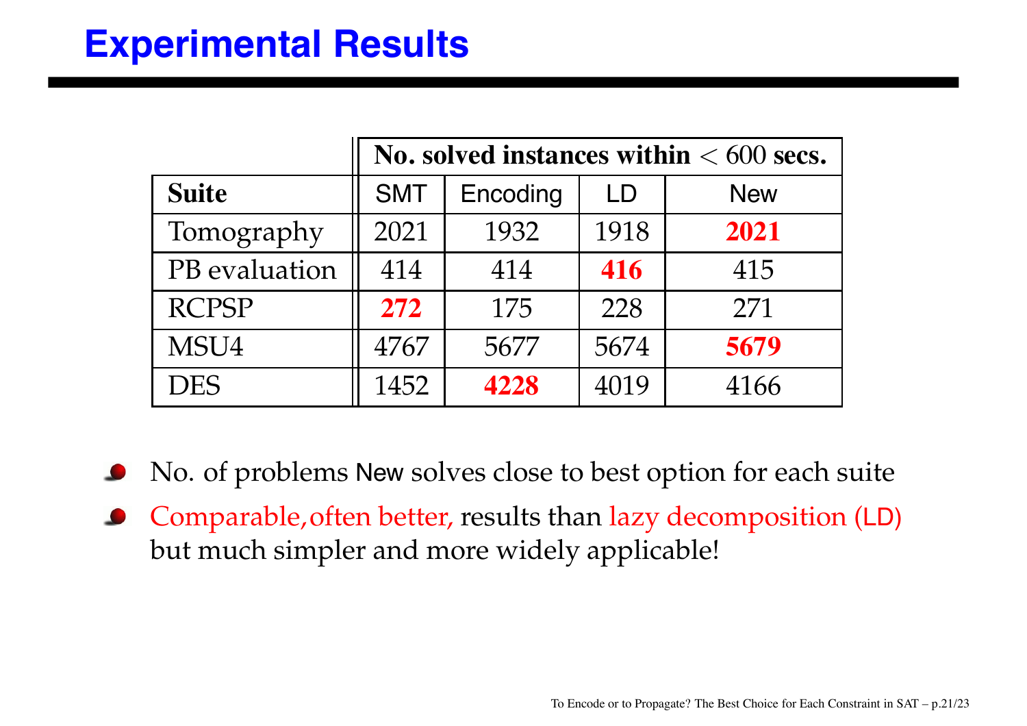# Experimental Results

| | No. solved instances within $< 600$ secs. | | | |
|---|---|---|---|---|
| **Suite** | SMT | Encoding | LD | New |
| Tomography | 2021 | 1932 | 1918 | **2021** |
| PB evaluation | 414 | 414 | **416** | 415 |
| RCPSP | **272** | 175 | 228 | 271 |
| MSU4 | 4767 | 5677 | 5674 | **5679** |
| DES | 1452 | **4228** | 4019 | 4166 |

- No. of problems New solves close to best option for each suite
- Comparable,often better, results than lazy decomposition (LD) but much simpler and more widely applicable!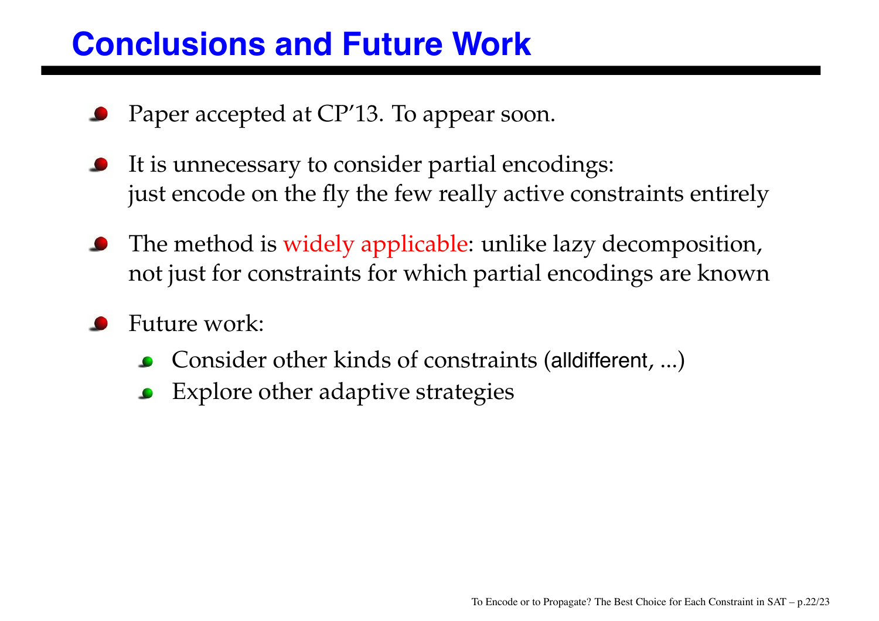# Conclusions and Future Work

- Paper accepted at CP'13. To appear soon.
- It is unnecessary to consider partial encodings:
  just encode on the fly the few really active constraints entirely
- The method is widely applicable: unlike lazy decomposition,
  not just for constraints for which partial encodings are known
- Future work:
  - Consider other kinds of constraints (alldifferent, ...)
  - Explore other adaptive strategies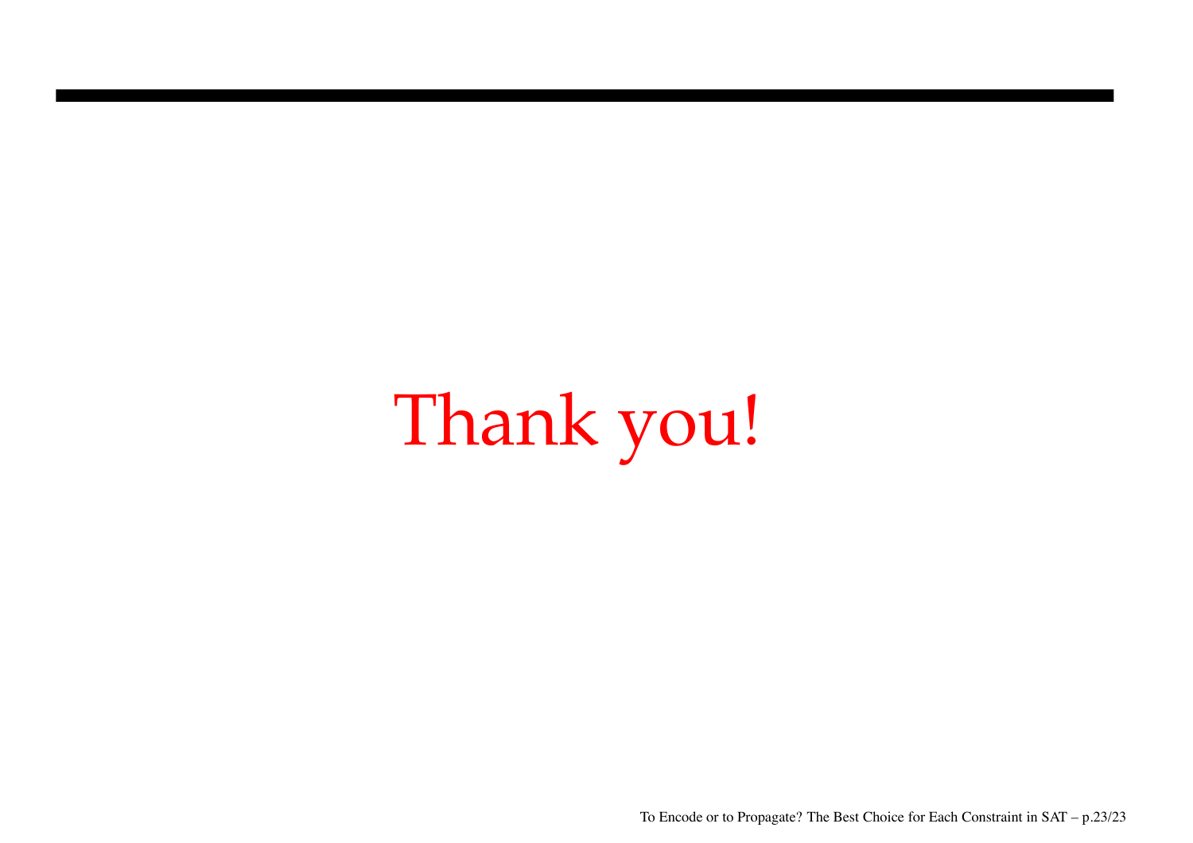Thank you!